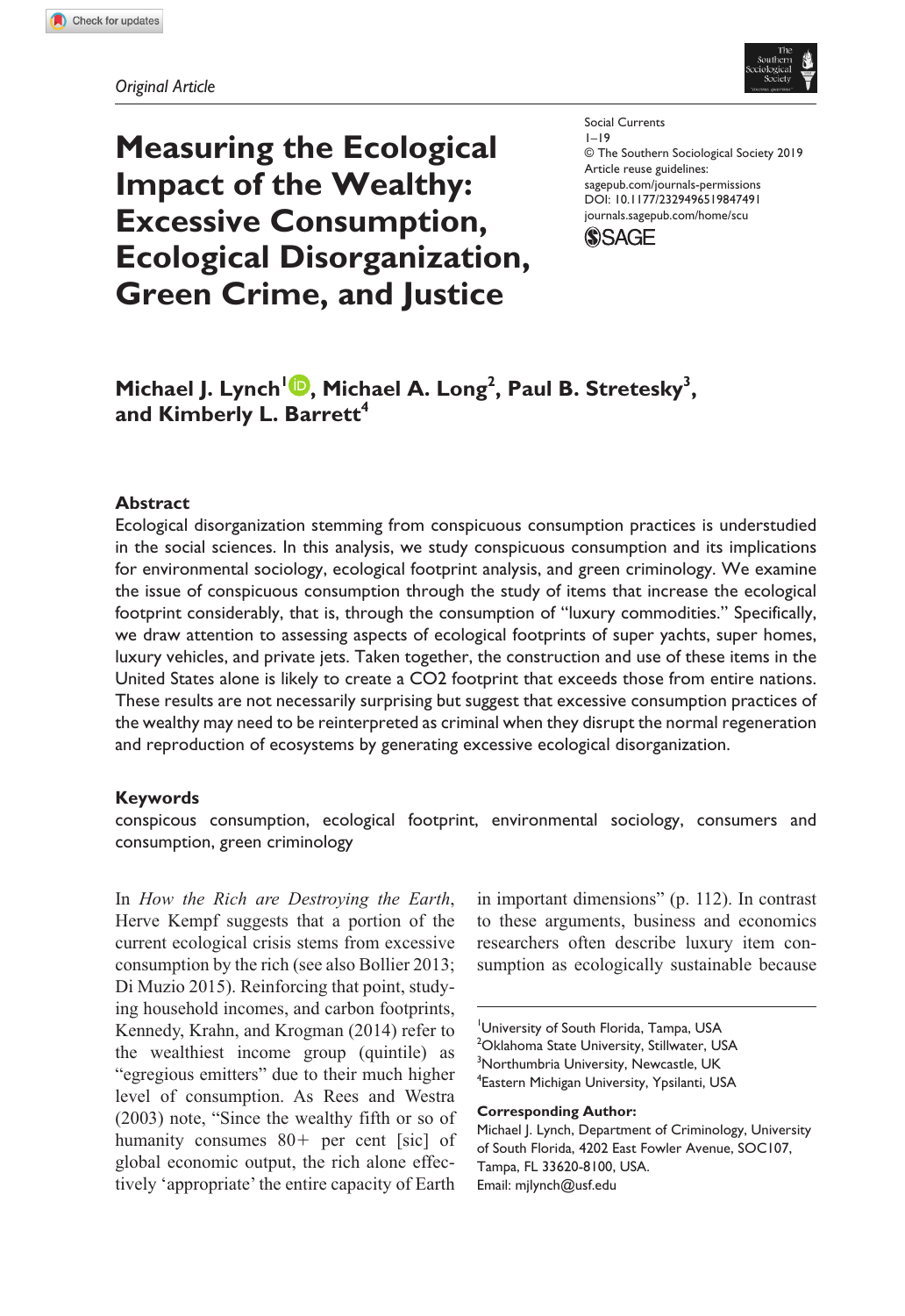*Original Article*

# Measuring the Ecological Impact of the Wealthy: Excessive Consumption, Ecological Disorganization, Green Crime, and Justice

Social Currents
1–19
© The Southern Sociological Society 2019
Article reuse guidelines:
sagepub.com/journals-permissions
DOI: 10.1177/2329496519847491
journals.sagepub.com/home/scu

**Michael J. Lynch[1], Michael A. Long[2], Paul B. Stretesky[3], and Kimberly L. Barrett[4]**

## Abstract

Ecological disorganization stemming from conspicuous consumption practices is understudied in the social sciences. In this analysis, we study conspicuous consumption and its implications for environmental sociology, ecological footprint analysis, and green criminology. We examine the issue of conspicuous consumption through the study of items that increase the ecological footprint considerably, that is, through the consumption of "luxury commodities." Specifically, we draw attention to assessing aspects of ecological footprints of super yachts, super homes, luxury vehicles, and private jets. Taken together, the construction and use of these items in the United States alone is likely to create a CO2 footprint that exceeds those from entire nations. These results are not necessarily surprising but suggest that excessive consumption practices of the wealthy may need to be reinterpreted as criminal when they disrupt the normal regeneration and reproduction of ecosystems by generating excessive ecological disorganization.

## Keywords

conspicous consumption, ecological footprint, environmental sociology, consumers and consumption, green criminology

In *How the Rich are Destroying the Earth*, Herve Kempf suggests that a portion of the current ecological crisis stems from excessive consumption by the rich (see also Bollier 2013; Di Muzio 2015). Reinforcing that point, studying household incomes, and carbon footprints, Kennedy, Krahn, and Krogman (2014) refer to the wealthiest income group (quintile) as "egregious emitters" due to their much higher level of consumption. As Rees and Westra (2003) note, "Since the wealthy fifth or so of humanity consumes 80+ per cent [sic] of global economic output, the rich alone effectively 'appropriate' the entire capacity of Earth in important dimensions" (p. 112). In contrast to these arguments, business and economics researchers often describe luxury item consumption as ecologically sustainable because

[1]University of South Florida, Tampa, USA
[2]Oklahoma State University, Stillwater, USA
[3]Northumbria University, Newcastle, UK
[4]Eastern Michigan University, Ypsilanti, USA

**Corresponding Author:**
Michael J. Lynch, Department of Criminology, University of South Florida, 4202 East Fowler Avenue, SOC107, Tampa, FL 33620-8100, USA.
Email: mjlynch@usf.edu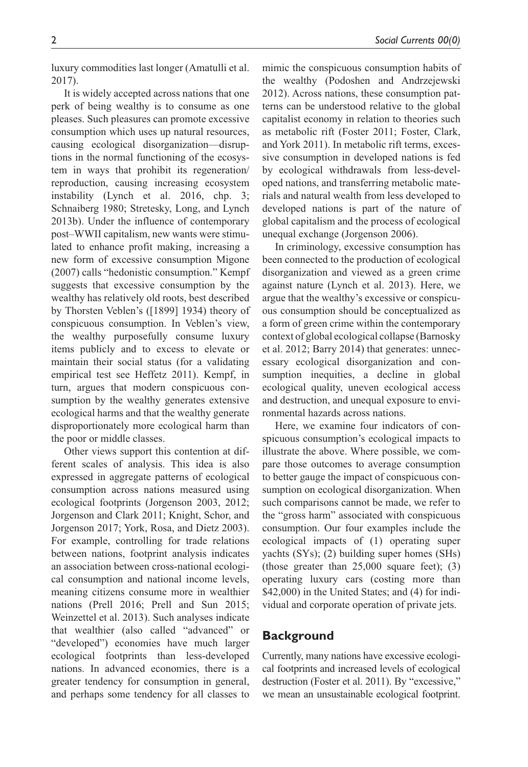luxury commodities last longer (Amatulli et al. 2017).

It is widely accepted across nations that one perk of being wealthy is to consume as one pleases. Such pleasures can promote excessive consumption which uses up natural resources, causing ecological disorganization—disruptions in the normal functioning of the ecosystem in ways that prohibit its regeneration/reproduction, causing increasing ecosystem instability (Lynch et al. 2016, chp. 3; Schnaiberg 1980; Stretesky, Long, and Lynch 2013b). Under the influence of contemporary post–WWII capitalism, new wants were stimulated to enhance profit making, increasing a new form of excessive consumption Migone (2007) calls "hedonistic consumption." Kempf suggests that excessive consumption by the wealthy has relatively old roots, best described by Thorsten Veblen's ([1899] 1934) theory of conspicuous consumption. In Veblen's view, the wealthy purposefully consume luxury items publicly and to excess to elevate or maintain their social status (for a validating empirical test see Heffetz 2011). Kempf, in turn, argues that modern conspicuous consumption by the wealthy generates extensive ecological harms and that the wealthy generate disproportionately more ecological harm than the poor or middle classes.

Other views support this contention at different scales of analysis. This idea is also expressed in aggregate patterns of ecological consumption across nations measured using ecological footprints (Jorgenson 2003, 2012; Jorgenson and Clark 2011; Knight, Schor, and Jorgenson 2017; York, Rosa, and Dietz 2003). For example, controlling for trade relations between nations, footprint analysis indicates an association between cross-national ecological consumption and national income levels, meaning citizens consume more in wealthier nations (Prell 2016; Prell and Sun 2015; Weinzettel et al. 2013). Such analyses indicate that wealthier (also called "advanced" or "developed") economies have much larger ecological footprints than less-developed nations. In advanced economies, there is a greater tendency for consumption in general, and perhaps some tendency for all classes to mimic the conspicuous consumption habits of the wealthy (Podoshen and Andrzejewski 2012). Across nations, these consumption patterns can be understood relative to the global capitalist economy in relation to theories such as metabolic rift (Foster 2011; Foster, Clark, and York 2011). In metabolic rift terms, excessive consumption in developed nations is fed by ecological withdrawals from less-developed nations, and transferring metabolic materials and natural wealth from less developed to developed nations is part of the nature of global capitalism and the process of ecological unequal exchange (Jorgenson 2006).

In criminology, excessive consumption has been connected to the production of ecological disorganization and viewed as a green crime against nature (Lynch et al. 2013). Here, we argue that the wealthy's excessive or conspicuous consumption should be conceptualized as a form of green crime within the contemporary context of global ecological collapse (Barnosky et al. 2012; Barry 2014) that generates: unnecessary ecological disorganization and consumption inequities, a decline in global ecological quality, uneven ecological access and destruction, and unequal exposure to environmental hazards across nations.

Here, we examine four indicators of conspicuous consumption's ecological impacts to illustrate the above. Where possible, we compare those outcomes to average consumption to better gauge the impact of conspicuous consumption on ecological disorganization. When such comparisons cannot be made, we refer to the "gross harm" associated with conspicuous consumption. Our four examples include the ecological impacts of (1) operating super yachts (SYs); (2) building super homes (SHs) (those greater than 25,000 square feet); (3) operating luxury cars (costing more than $42,000) in the United States; and (4) for individual and corporate operation of private jets.

## Background

Currently, many nations have excessive ecological footprints and increased levels of ecological destruction (Foster et al. 2011). By "excessive," we mean an unsustainable ecological footprint.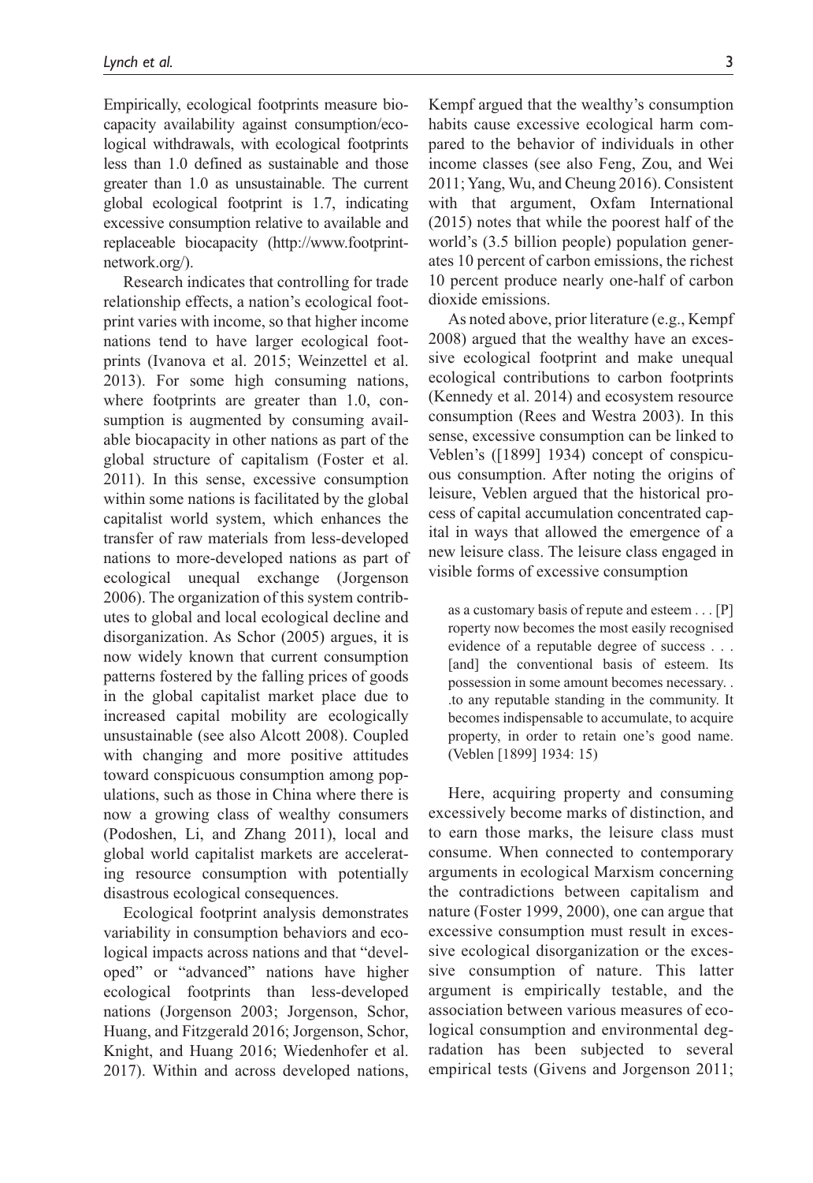Empirically, ecological footprints measure biocapacity availability against consumption/ecological withdrawals, with ecological footprints less than 1.0 defined as sustainable and those greater than 1.0 as unsustainable. The current global ecological footprint is 1.7, indicating excessive consumption relative to available and replaceable biocapacity (http://www.footprintnetwork.org/).

Research indicates that controlling for trade relationship effects, a nation's ecological footprint varies with income, so that higher income nations tend to have larger ecological footprints (Ivanova et al. 2015; Weinzettel et al. 2013). For some high consuming nations, where footprints are greater than 1.0, consumption is augmented by consuming available biocapacity in other nations as part of the global structure of capitalism (Foster et al. 2011). In this sense, excessive consumption within some nations is facilitated by the global capitalist world system, which enhances the transfer of raw materials from less-developed nations to more-developed nations as part of ecological unequal exchange (Jorgenson 2006). The organization of this system contributes to global and local ecological decline and disorganization. As Schor (2005) argues, it is now widely known that current consumption patterns fostered by the falling prices of goods in the global capitalist market place due to increased capital mobility are ecologically unsustainable (see also Alcott 2008). Coupled with changing and more positive attitudes toward conspicuous consumption among populations, such as those in China where there is now a growing class of wealthy consumers (Podoshen, Li, and Zhang 2011), local and global world capitalist markets are accelerating resource consumption with potentially disastrous ecological consequences.

Ecological footprint analysis demonstrates variability in consumption behaviors and ecological impacts across nations and that "developed" or "advanced" nations have higher ecological footprints than less-developed nations (Jorgenson 2003; Jorgenson, Schor, Huang, and Fitzgerald 2016; Jorgenson, Schor, Knight, and Huang 2016; Wiedenhofer et al. 2017). Within and across developed nations, Kempf argued that the wealthy's consumption habits cause excessive ecological harm compared to the behavior of individuals in other income classes (see also Feng, Zou, and Wei 2011; Yang, Wu, and Cheung 2016). Consistent with that argument, Oxfam International (2015) notes that while the poorest half of the world's (3.5 billion people) population generates 10 percent of carbon emissions, the richest 10 percent produce nearly one-half of carbon dioxide emissions.

As noted above, prior literature (e.g., Kempf 2008) argued that the wealthy have an excessive ecological footprint and make unequal ecological contributions to carbon footprints (Kennedy et al. 2014) and ecosystem resource consumption (Rees and Westra 2003). In this sense, excessive consumption can be linked to Veblen's ([1899] 1934) concept of conspicuous consumption. After noting the origins of leisure, Veblen argued that the historical process of capital accumulation concentrated capital in ways that allowed the emergence of a new leisure class. The leisure class engaged in visible forms of excessive consumption

> as a customary basis of repute and esteem . . . [P]roperty now becomes the most easily recognised evidence of a reputable degree of success . . . [and] the conventional basis of esteem. Its possession in some amount becomes necessary. . .to any reputable standing in the community. It becomes indispensable to accumulate, to acquire property, in order to retain one's good name. (Veblen [1899] 1934: 15)

Here, acquiring property and consuming excessively become marks of distinction, and to earn those marks, the leisure class must consume. When connected to contemporary arguments in ecological Marxism concerning the contradictions between capitalism and nature (Foster 1999, 2000), one can argue that excessive consumption must result in excessive ecological disorganization or the excessive consumption of nature. This latter argument is empirically testable, and the association between various measures of ecological consumption and environmental degradation has been subjected to several empirical tests (Givens and Jorgenson 2011;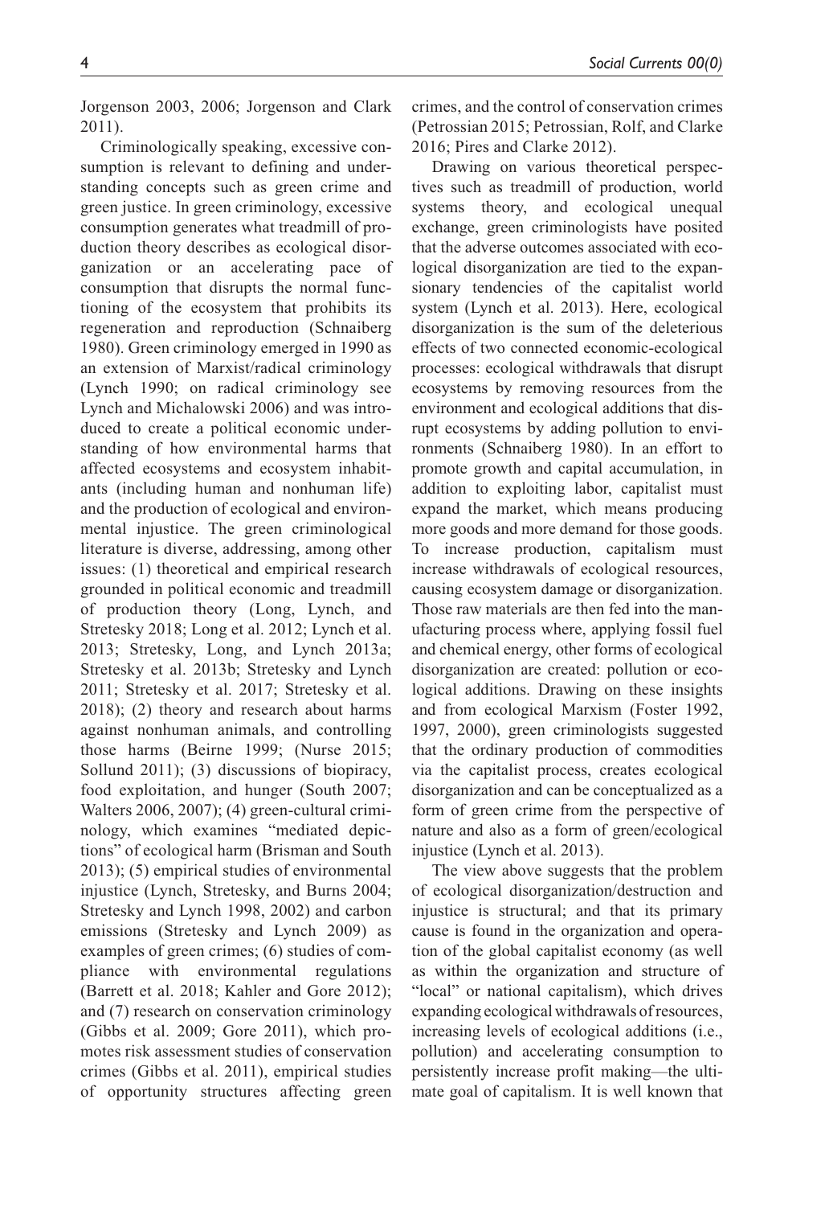Jorgenson 2003, 2006; Jorgenson and Clark 2011).

Criminologically speaking, excessive consumption is relevant to defining and understanding concepts such as green crime and green justice. In green criminology, excessive consumption generates what treadmill of production theory describes as ecological disorganization or an accelerating pace of consumption that disrupts the normal functioning of the ecosystem that prohibits its regeneration and reproduction (Schnaiberg 1980). Green criminology emerged in 1990 as an extension of Marxist/radical criminology (Lynch 1990; on radical criminology see Lynch and Michalowski 2006) and was introduced to create a political economic understanding of how environmental harms that affected ecosystems and ecosystem inhabitants (including human and nonhuman life) and the production of ecological and environmental injustice. The green criminological literature is diverse, addressing, among other issues: (1) theoretical and empirical research grounded in political economic and treadmill of production theory (Long, Lynch, and Stretesky 2018; Long et al. 2012; Lynch et al. 2013; Stretesky, Long, and Lynch 2013a; Stretesky et al. 2013b; Stretesky and Lynch 2011; Stretesky et al. 2017; Stretesky et al. 2018); (2) theory and research about harms against nonhuman animals, and controlling those harms (Beirne 1999; (Nurse 2015; Sollund 2011); (3) discussions of biopiracy, food exploitation, and hunger (South 2007; Walters 2006, 2007); (4) green-cultural criminology, which examines "mediated depictions" of ecological harm (Brisman and South 2013); (5) empirical studies of environmental injustice (Lynch, Stretesky, and Burns 2004; Stretesky and Lynch 1998, 2002) and carbon emissions (Stretesky and Lynch 2009) as examples of green crimes; (6) studies of compliance with environmental regulations (Barrett et al. 2018; Kahler and Gore 2012); and (7) research on conservation criminology (Gibbs et al. 2009; Gore 2011), which promotes risk assessment studies of conservation crimes (Gibbs et al. 2011), empirical studies of opportunity structures affecting green crimes, and the control of conservation crimes (Petrossian 2015; Petrossian, Rolf, and Clarke 2016; Pires and Clarke 2012).

Drawing on various theoretical perspectives such as treadmill of production, world systems theory, and ecological unequal exchange, green criminologists have posited that the adverse outcomes associated with ecological disorganization are tied to the expansionary tendencies of the capitalist world system (Lynch et al. 2013). Here, ecological disorganization is the sum of the deleterious effects of two connected economic-ecological processes: ecological withdrawals that disrupt ecosystems by removing resources from the environment and ecological additions that disrupt ecosystems by adding pollution to environments (Schnaiberg 1980). In an effort to promote growth and capital accumulation, in addition to exploiting labor, capitalist must expand the market, which means producing more goods and more demand for those goods. To increase production, capitalism must increase withdrawals of ecological resources, causing ecosystem damage or disorganization. Those raw materials are then fed into the manufacturing process where, applying fossil fuel and chemical energy, other forms of ecological disorganization are created: pollution or ecological additions. Drawing on these insights and from ecological Marxism (Foster 1992, 1997, 2000), green criminologists suggested that the ordinary production of commodities via the capitalist process, creates ecological disorganization and can be conceptualized as a form of green crime from the perspective of nature and also as a form of green/ecological injustice (Lynch et al. 2013).

The view above suggests that the problem of ecological disorganization/destruction and injustice is structural; and that its primary cause is found in the organization and operation of the global capitalist economy (as well as within the organization and structure of "local" or national capitalism), which drives expanding ecological withdrawals of resources, increasing levels of ecological additions (i.e., pollution) and accelerating consumption to persistently increase profit making—the ultimate goal of capitalism. It is well known that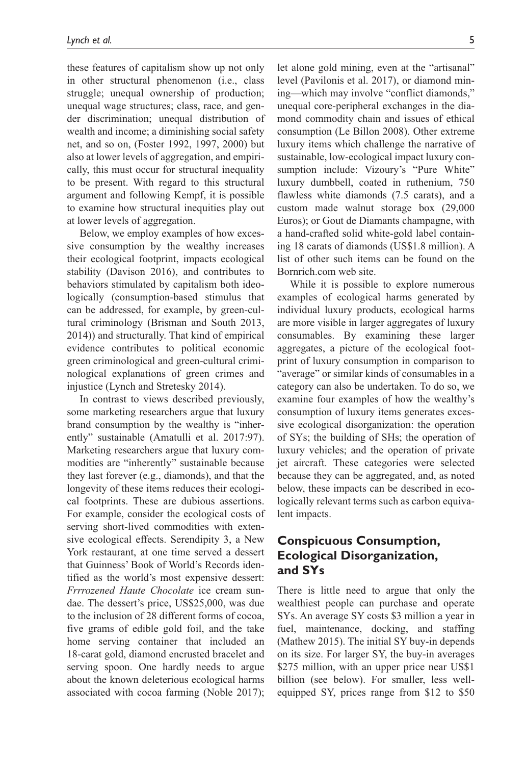these features of capitalism show up not only in other structural phenomenon (i.e., class struggle; unequal ownership of production; unequal wage structures; class, race, and gender discrimination; unequal distribution of wealth and income; a diminishing social safety net, and so on, (Foster 1992, 1997, 2000) but also at lower levels of aggregation, and empirically, this must occur for structural inequality to be present. With regard to this structural argument and following Kempf, it is possible to examine how structural inequities play out at lower levels of aggregation.

Below, we employ examples of how excessive consumption by the wealthy increases their ecological footprint, impacts ecological stability (Davison 2016), and contributes to behaviors stimulated by capitalism both ideologically (consumption-based stimulus that can be addressed, for example, by green-cultural criminology (Brisman and South 2013, 2014)) and structurally. That kind of empirical evidence contributes to political economic green criminological and green-cultural criminological explanations of green crimes and injustice (Lynch and Stretesky 2014).

In contrast to views described previously, some marketing researchers argue that luxury brand consumption by the wealthy is "inherently" sustainable (Amatulli et al. 2017:97). Marketing researchers argue that luxury commodities are "inherently" sustainable because they last forever (e.g., diamonds), and that the longevity of these items reduces their ecological footprints. These are dubious assertions. For example, consider the ecological costs of serving short-lived commodities with extensive ecological effects. Serendipity 3, a New York restaurant, at one time served a dessert that Guinness' Book of World's Records identified as the world's most expensive dessert: *Frrrozened Haute Chocolate* ice cream sundae. The dessert's price, US$25,000, was due to the inclusion of 28 different forms of cocoa, five grams of edible gold foil, and the take home serving container that included an 18-carat gold, diamond encrusted bracelet and serving spoon. One hardly needs to argue about the known deleterious ecological harms associated with cocoa farming (Noble 2017); let alone gold mining, even at the "artisanal" level (Pavilonis et al. 2017), or diamond mining—which may involve "conflict diamonds," unequal core-peripheral exchanges in the diamond commodity chain and issues of ethical consumption (Le Billon 2008). Other extreme luxury items which challenge the narrative of sustainable, low-ecological impact luxury consumption include: Vizoury's "Pure White" luxury dumbbell, coated in ruthenium, 750 flawless white diamonds (7.5 carats), and a custom made walnut storage box (29,000 Euros); or Gout de Diamants champagne, with a hand-crafted solid white-gold label containing 18 carats of diamonds (US$1.8 million). A list of other such items can be found on the Bornrich.com web site.

While it is possible to explore numerous examples of ecological harms generated by individual luxury products, ecological harms are more visible in larger aggregates of luxury consumables. By examining these larger aggregates, a picture of the ecological footprint of luxury consumption in comparison to "average" or similar kinds of consumables in a category can also be undertaken. To do so, we examine four examples of how the wealthy's consumption of luxury items generates excessive ecological disorganization: the operation of SYs; the building of SHs; the operation of luxury vehicles; and the operation of private jet aircraft. These categories were selected because they can be aggregated, and, as noted below, these impacts can be described in ecologically relevant terms such as carbon equivalent impacts.

## Conspicuous Consumption, Ecological Disorganization, and SYs

There is little need to argue that only the wealthiest people can purchase and operate SYs. An average SY costs $3 million a year in fuel, maintenance, docking, and staffing (Mathew 2015). The initial SY buy-in depends on its size. For larger SY, the buy-in averages $275 million, with an upper price near US$1 billion (see below). For smaller, less well-equipped SY, prices range from $12 to $50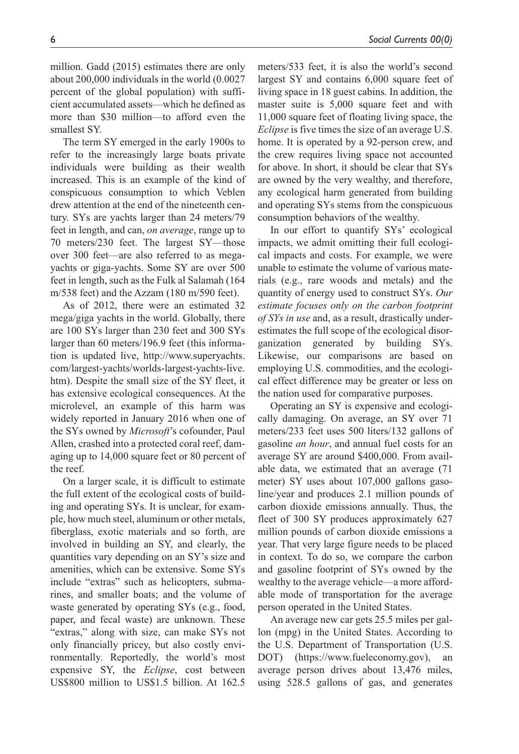million. Gadd (2015) estimates there are only about 200,000 individuals in the world (0.0027 percent of the global population) with sufficient accumulated assets—which he defined as more than \$30 million—to afford even the smallest SY.

The term SY emerged in the early 1900s to refer to the increasingly large boats private individuals were building as their wealth increased. This is an example of the kind of conspicuous consumption to which Veblen drew attention at the end of the nineteenth century. SYs are yachts larger than 24 meters/79 feet in length, and can, *on average*, range up to 70 meters/230 feet. The largest SY—those over 300 feet—are also referred to as mega-yachts or giga-yachts. Some SY are over 500 feet in length, such as the Fulk al Salamah (164 m/538 feet) and the Azzam (180 m/590 feet).

As of 2012, there were an estimated 32 mega/giga yachts in the world. Globally, there are 100 SYs larger than 230 feet and 300 SYs larger than 60 meters/196.9 feet (this information is updated live, http://www.superyachts.com/largest-yachts/worlds-largest-yachts-live.htm). Despite the small size of the SY fleet, it has extensive ecological consequences. At the microlevel, an example of this harm was widely reported in January 2016 when one of the SYs owned by *Microsoft*'s cofounder, Paul Allen, crashed into a protected coral reef, damaging up to 14,000 square feet or 80 percent of the reef.

On a larger scale, it is difficult to estimate the full extent of the ecological costs of building and operating SYs. It is unclear, for example, how much steel, aluminum or other metals, fiberglass, exotic materials and so forth, are involved in building an SY, and clearly, the quantities vary depending on an SY's size and amenities, which can be extensive. Some SYs include "extras" such as helicopters, submarines, and smaller boats; and the volume of waste generated by operating SYs (e.g., food, paper, and fecal waste) are unknown. These "extras," along with size, can make SYs not only financially pricey, but also costly environmentally. Reportedly, the world's most expensive SY, the *Eclipse*, cost between US\$800 million to US\$1.5 billion. At 162.5 meters/533 feet, it is also the world's second largest SY and contains 6,000 square feet of living space in 18 guest cabins. In addition, the master suite is 5,000 square feet and with 11,000 square feet of floating living space, the *Eclipse* is five times the size of an average U.S. home. It is operated by a 92-person crew, and the crew requires living space not accounted for above. In short, it should be clear that SYs are owned by the very wealthy, and therefore, any ecological harm generated from building and operating SYs stems from the conspicuous consumption behaviors of the wealthy.

In our effort to quantify SYs' ecological impacts, we admit omitting their full ecological impacts and costs. For example, we were unable to estimate the volume of various materials (e.g., rare woods and metals) and the quantity of energy used to construct SYs. *Our estimate focuses only on the carbon footprint of SYs in use* and, as a result, drastically underestimates the full scope of the ecological disorganization generated by building SYs. Likewise, our comparisons are based on employing U.S. commodities, and the ecological effect difference may be greater or less on the nation used for comparative purposes.

Operating an SY is expensive and ecologically damaging. On average, an SY over 71 meters/233 feet uses 500 liters/132 gallons of gasoline *an hour*, and annual fuel costs for an average SY are around \$400,000. From available data, we estimated that an average (71 meter) SY uses about 107,000 gallons gasoline/year and produces 2.1 million pounds of carbon dioxide emissions annually. Thus, the fleet of 300 SY produces approximately 627 million pounds of carbon dioxide emissions a year. That very large figure needs to be placed in context. To do so, we compare the carbon and gasoline footprint of SYs owned by the wealthy to the average vehicle—a more affordable mode of transportation for the average person operated in the United States.

An average new car gets 25.5 miles per gallon (mpg) in the United States. According to the U.S. Department of Transportation (U.S. DOT) (https://www.fueleconomy.gov), an average person drives about 13,476 miles, using 528.5 gallons of gas, and generates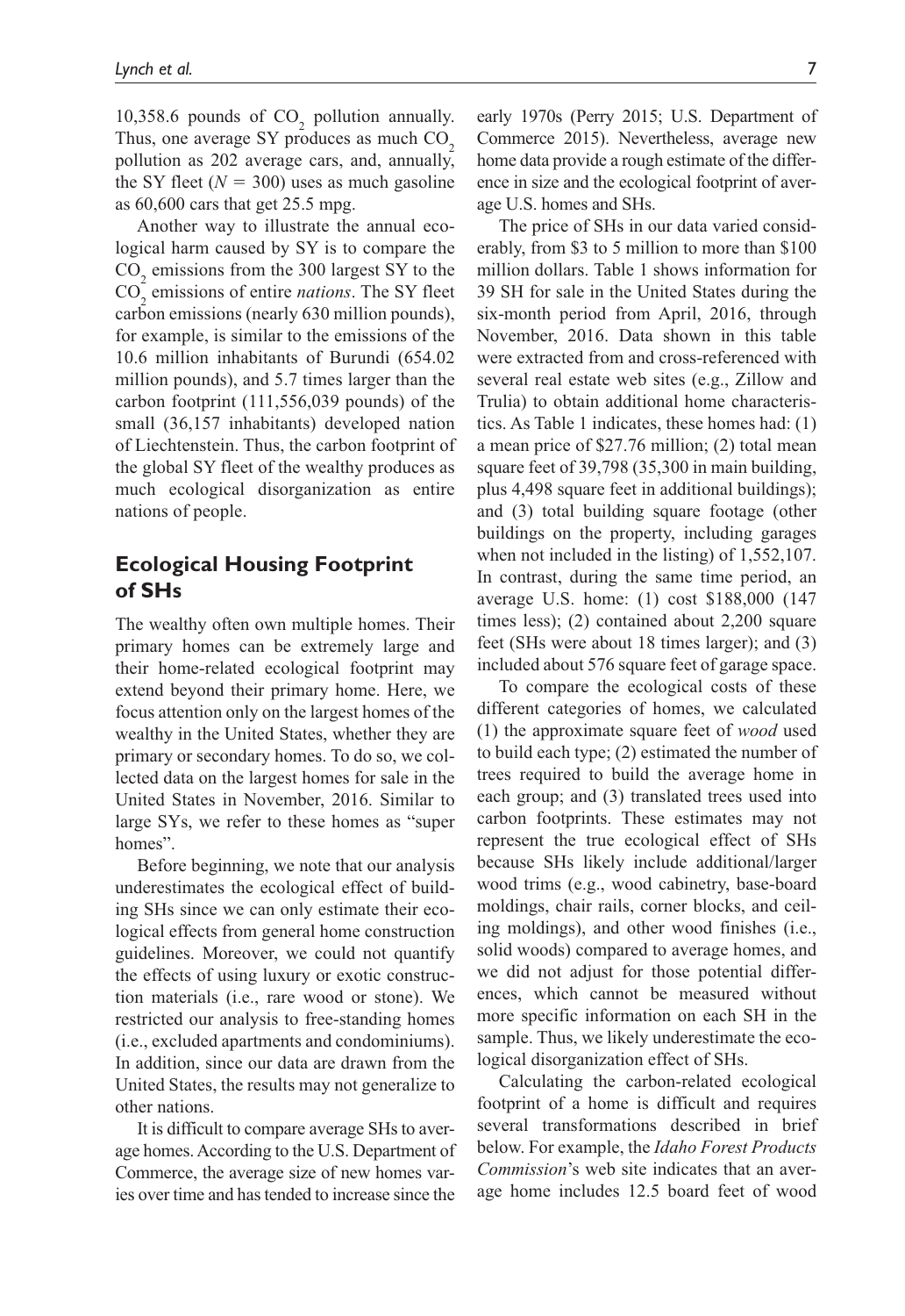10,358.6 pounds of $CO_2$ pollution annually. Thus, one average SY produces as much $CO_2$ pollution as 202 average cars, and, annually, the SY fleet ($N$ = 300) uses as much gasoline as 60,600 cars that get 25.5 mpg.

Another way to illustrate the annual ecological harm caused by SY is to compare the $CO_2$ emissions from the 300 largest SY to the $CO_2$ emissions of entire *nations*. The SY fleet carbon emissions (nearly 630 million pounds), for example, is similar to the emissions of the 10.6 million inhabitants of Burundi (654.02 million pounds), and 5.7 times larger than the carbon footprint (111,556,039 pounds) of the small (36,157 inhabitants) developed nation of Liechtenstein. Thus, the carbon footprint of the global SY fleet of the wealthy produces as much ecological disorganization as entire nations of people.

## Ecological Housing Footprint of SHs

The wealthy often own multiple homes. Their primary homes can be extremely large and their home-related ecological footprint may extend beyond their primary home. Here, we focus attention only on the largest homes of the wealthy in the United States, whether they are primary or secondary homes. To do so, we collected data on the largest homes for sale in the United States in November, 2016. Similar to large SYs, we refer to these homes as "super homes".

Before beginning, we note that our analysis underestimates the ecological effect of building SHs since we can only estimate their ecological effects from general home construction guidelines. Moreover, we could not quantify the effects of using luxury or exotic construction materials (i.e., rare wood or stone). We restricted our analysis to free-standing homes (i.e., excluded apartments and condominiums). In addition, since our data are drawn from the United States, the results may not generalize to other nations.

It is difficult to compare average SHs to average homes. According to the U.S. Department of Commerce, the average size of new homes varies over time and has tended to increase since the early 1970s (Perry 2015; U.S. Department of Commerce 2015). Nevertheless, average new home data provide a rough estimate of the difference in size and the ecological footprint of average U.S. homes and SHs.

The price of SHs in our data varied considerably, from \$3 to 5 million to more than \$100 million dollars. Table 1 shows information for 39 SH for sale in the United States during the six-month period from April, 2016, through November, 2016. Data shown in this table were extracted from and cross-referenced with several real estate web sites (e.g., Zillow and Trulia) to obtain additional home characteristics. As Table 1 indicates, these homes had: (1) a mean price of \$27.76 million; (2) total mean square feet of 39,798 (35,300 in main building, plus 4,498 square feet in additional buildings); and (3) total building square footage (other buildings on the property, including garages when not included in the listing) of 1,552,107. In contrast, during the same time period, an average U.S. home: (1) cost \$188,000 (147 times less); (2) contained about 2,200 square feet (SHs were about 18 times larger); and (3) included about 576 square feet of garage space.

To compare the ecological costs of these different categories of homes, we calculated (1) the approximate square feet of *wood* used to build each type; (2) estimated the number of trees required to build the average home in each group; and (3) translated trees used into carbon footprints. These estimates may not represent the true ecological effect of SHs because SHs likely include additional/larger wood trims (e.g., wood cabinetry, base-board moldings, chair rails, corner blocks, and ceiling moldings), and other wood finishes (i.e., solid woods) compared to average homes, and we did not adjust for those potential differences, which cannot be measured without more specific information on each SH in the sample. Thus, we likely underestimate the ecological disorganization effect of SHs.

Calculating the carbon-related ecological footprint of a home is difficult and requires several transformations described in brief below. For example, the *Idaho Forest Products Commission*'s web site indicates that an average home includes 12.5 board feet of wood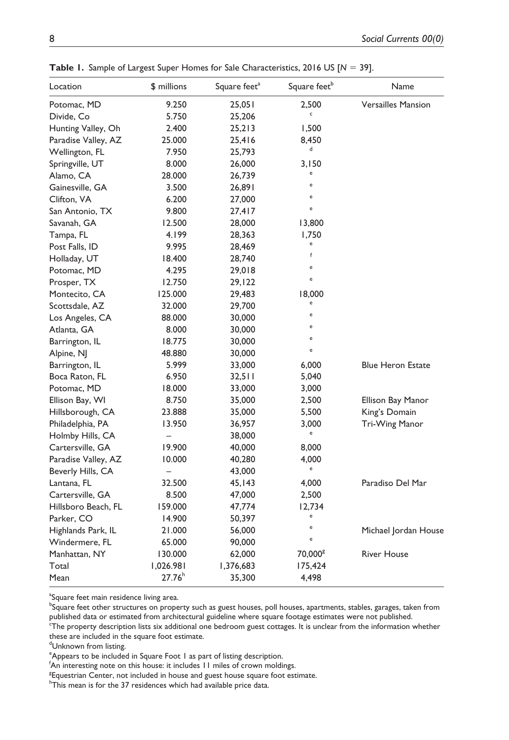**Table 1.** Sample of Largest Super Homes for Sale Characteristics, 2016 US [$N = 39$].

| Location | \$ millions | Square feet[a] | Square feet[b] | Name |
|---|---|---|---|---|
| Potomac, MD | 9.250 | 25,051 | 2,500 | Versailles Mansion |
| Divide, Co | 5.750 | 25,206 | [c] | |
| Hunting Valley, Oh | 2.400 | 25,213 | 1,500 | |
| Paradise Valley, AZ | 25.000 | 25,416 | 8,450 | |
| Wellington, FL | 7.950 | 25,793 | [d] | |
| Springville, UT | 8.000 | 26,000 | 3,150 | |
| Alamo, CA | 28.000 | 26,739 | [e] | |
| Gainesville, GA | 3.500 | 26,891 | [e] | |
| Clifton, VA | 6.200 | 27,000 | [e] | |
| San Antonio, TX | 9.800 | 27,417 | [e] | |
| Savanah, GA | 12.500 | 28,000 | 13,800 | |
| Tampa, FL | 4.199 | 28,363 | 1,750 | |
| Post Falls, ID | 9.995 | 28,469 | [e] | |
| Holladay, UT | 18.400 | 28,740 | [f] | |
| Potomac, MD | 4.295 | 29,018 | [e] | |
| Prosper, TX | 12.750 | 29,122 | [e] | |
| Montecito, CA | 125.000 | 29,483 | 18,000 | |
| Scottsdale, AZ | 32.000 | 29,700 | [e] | |
| Los Angeles, CA | 88.000 | 30,000 | [e] | |
| Atlanta, GA | 8.000 | 30,000 | [e] | |
| Barrington, IL | 18.775 | 30,000 | [e] | |
| Alpine, NJ | 48.880 | 30,000 | [e] | |
| Barrington, IL | 5.999 | 33,000 | 6,000 | Blue Heron Estate |
| Boca Raton, FL | 6.950 | 32,511 | 5,040 | |
| Potomac, MD | 18.000 | 33,000 | 3,000 | |
| Ellison Bay, WI | 8.750 | 35,000 | 2,500 | Ellison Bay Manor |
| Hillsborough, CA | 23.888 | 35,000 | 5,500 | King's Domain |
| Philadelphia, PA | 13.950 | 36,957 | 3,000 | Tri-Wing Manor |
| Holmby Hills, CA | – | 38,000 | [e] | |
| Cartersville, GA | 19.900 | 40,000 | 8,000 | |
| Paradise Valley, AZ | 10.000 | 40,280 | 4,000 | |
| Beverly Hills, CA | – | 43,000 | [e] | |
| Lantana, FL | 32.500 | 45,143 | 4,000 | Paradiso Del Mar |
| Cartersville, GA | 8.500 | 47,000 | 2,500 | |
| Hillsboro Beach, FL | 159.000 | 47,774 | 12,734 | |
| Parker, CO | 14.900 | 50,397 | [e] | |
| Highlands Park, IL | 21.000 | 56,000 | [e] | Michael Jordan House |
| Windermere, FL | 65.000 | 90,000 | [e] | |
| Manhattan, NY | 130.000 | 62,000 | 70,000[g] | River House |
| Total | 1,026.981 | 1,376,683 | 175,424 | |
| Mean | 27.76[h] | 35,300 | 4,498 | |

[a]Square feet main residence living area.
[b]Square feet other structures on property such as guest houses, poll houses, apartments, stables, garages, taken from published data or estimated from architectural guideline where square footage estimates were not published.
[c]The property description lists six additional one bedroom guest cottages. It is unclear from the information whether these are included in the square foot estimate.
[d]Unknown from listing.
[e]Appears to be included in Square Foot 1 as part of listing description.
[f]An interesting note on this house: it includes 11 miles of crown moldings.
[g]Equestrian Center, not included in house and guest house square foot estimate.
[h]This mean is for the 37 residences which had available price data.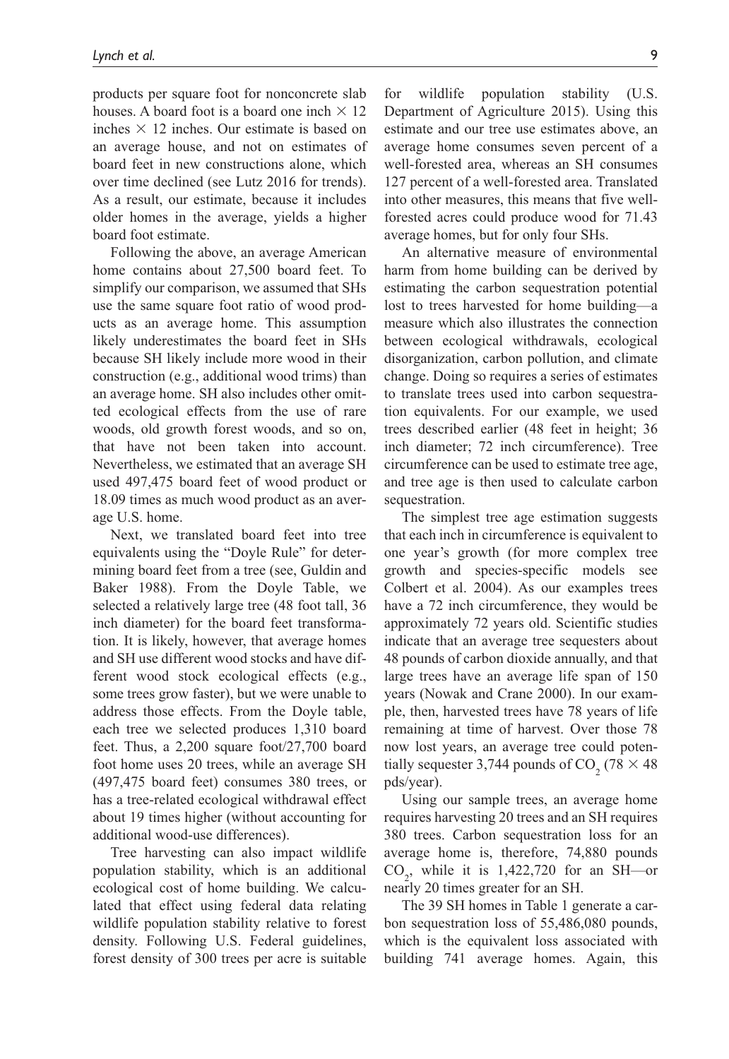products per square foot for nonconcrete slab houses. A board foot is a board one inch × 12 inches × 12 inches. Our estimate is based on an average house, and not on estimates of board feet in new constructions alone, which over time declined (see Lutz 2016 for trends). As a result, our estimate, because it includes older homes in the average, yields a higher board foot estimate.

Following the above, an average American home contains about 27,500 board feet. To simplify our comparison, we assumed that SHs use the same square foot ratio of wood products as an average home. This assumption likely underestimates the board feet in SHs because SH likely include more wood in their construction (e.g., additional wood trims) than an average home. SH also includes other omitted ecological effects from the use of rare woods, old growth forest woods, and so on, that have not been taken into account. Nevertheless, we estimated that an average SH used 497,475 board feet of wood product or 18.09 times as much wood product as an average U.S. home.

Next, we translated board feet into tree equivalents using the "Doyle Rule" for determining board feet from a tree (see, Guldin and Baker 1988). From the Doyle Table, we selected a relatively large tree (48 foot tall, 36 inch diameter) for the board feet transformation. It is likely, however, that average homes and SH use different wood stocks and have different wood stock ecological effects (e.g., some trees grow faster), but we were unable to address those effects. From the Doyle table, each tree we selected produces 1,310 board feet. Thus, a 2,200 square foot/27,700 board foot home uses 20 trees, while an average SH (497,475 board feet) consumes 380 trees, or has a tree-related ecological withdrawal effect about 19 times higher (without accounting for additional wood-use differences).

Tree harvesting can also impact wildlife population stability, which is an additional ecological cost of home building. We calculated that effect using federal data relating wildlife population stability relative to forest density. Following U.S. Federal guidelines, forest density of 300 trees per acre is suitable for wildlife population stability (U.S. Department of Agriculture 2015). Using this estimate and our tree use estimates above, an average home consumes seven percent of a well-forested area, whereas an SH consumes 127 percent of a well-forested area. Translated into other measures, this means that five well-forested acres could produce wood for 71.43 average homes, but for only four SHs.

An alternative measure of environmental harm from home building can be derived by estimating the carbon sequestration potential lost to trees harvested for home building—a measure which also illustrates the connection between ecological withdrawals, ecological disorganization, carbon pollution, and climate change. Doing so requires a series of estimates to translate trees used into carbon sequestration equivalents. For our example, we used trees described earlier (48 feet in height; 36 inch diameter; 72 inch circumference). Tree circumference can be used to estimate tree age, and tree age is then used to calculate carbon sequestration.

The simplest tree age estimation suggests that each inch in circumference is equivalent to one year's growth (for more complex tree growth and species-specific models see Colbert et al. 2004). As our examples trees have a 72 inch circumference, they would be approximately 72 years old. Scientific studies indicate that an average tree sequesters about 48 pounds of carbon dioxide annually, and that large trees have an average life span of 150 years (Nowak and Crane 2000). In our example, then, harvested trees have 78 years of life remaining at time of harvest. Over those 78 now lost years, an average tree could potentially sequester 3,744 pounds of $CO_2$ (78 × 48 pds/year).

Using our sample trees, an average home requires harvesting 20 trees and an SH requires 380 trees. Carbon sequestration loss for an average home is, therefore, 74,880 pounds $CO_2$, while it is 1,422,720 for an SH—or nearly 20 times greater for an SH.

The 39 SH homes in Table 1 generate a carbon sequestration loss of 55,486,080 pounds, which is the equivalent loss associated with building 741 average homes. Again, this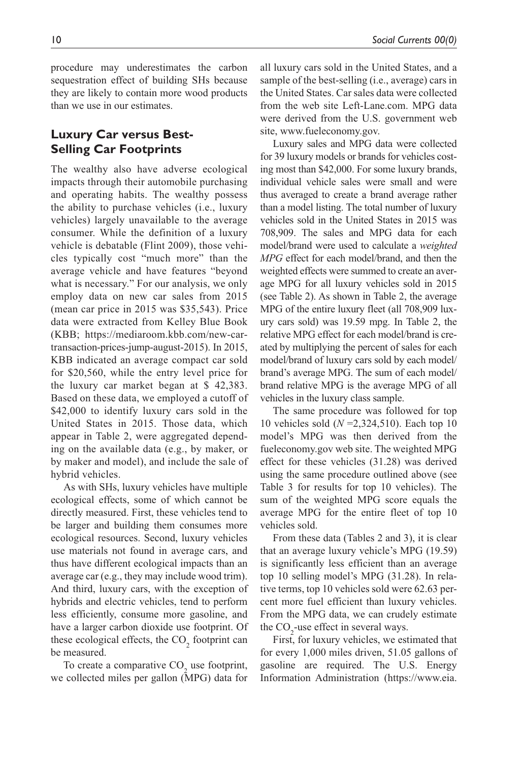procedure may underestimates the carbon sequestration effect of building SHs because they are likely to contain more wood products than we use in our estimates.

## Luxury Car versus Best-Selling Car Footprints

The wealthy also have adverse ecological impacts through their automobile purchasing and operating habits. The wealthy possess the ability to purchase vehicles (i.e., luxury vehicles) largely unavailable to the average consumer. While the definition of a luxury vehicle is debatable (Flint 2009), those vehicles typically cost "much more" than the average vehicle and have features "beyond what is necessary." For our analysis, we only employ data on new car sales from 2015 (mean car price in 2015 was $35,543). Price data were extracted from Kelley Blue Book (KBB; https://mediaroom.kbb.com/new-car-transaction-prices-jump-august-2015). In 2015, KBB indicated an average compact car sold for $20,560, while the entry level price for the luxury car market began at $ 42,383. Based on these data, we employed a cutoff of $42,000 to identify luxury cars sold in the United States in 2015. Those data, which appear in Table 2, were aggregated depending on the available data (e.g., by maker, or by maker and model), and include the sale of hybrid vehicles.

As with SHs, luxury vehicles have multiple ecological effects, some of which cannot be directly measured. First, these vehicles tend to be larger and building them consumes more ecological resources. Second, luxury vehicles use materials not found in average cars, and thus have different ecological impacts than an average car (e.g., they may include wood trim). And third, luxury cars, with the exception of hybrids and electric vehicles, tend to perform less efficiently, consume more gasoline, and have a larger carbon dioxide use footprint. Of these ecological effects, the $CO_2$ footprint can be measured.

To create a comparative $CO_2$ use footprint, we collected miles per gallon (MPG) data for all luxury cars sold in the United States, and a sample of the best-selling (i.e., average) cars in the United States. Car sales data were collected from the web site Left-Lane.com. MPG data were derived from the U.S. government web site, www.fueleconomy.gov.

Luxury sales and MPG data were collected for 39 luxury models or brands for vehicles costing most than $42,000. For some luxury brands, individual vehicle sales were small and were thus averaged to create a brand average rather than a model listing. The total number of luxury vehicles sold in the United States in 2015 was 708,909. The sales and MPG data for each model/brand were used to calculate a *weighted MPG* effect for each model/brand, and then the weighted effects were summed to create an average MPG for all luxury vehicles sold in 2015 (see Table 2). As shown in Table 2, the average MPG of the entire luxury fleet (all 708,909 luxury cars sold) was 19.59 mpg. In Table 2, the relative MPG effect for each model/brand is created by multiplying the percent of sales for each model/brand of luxury cars sold by each model/brand's average MPG. The sum of each model/brand relative MPG is the average MPG of all vehicles in the luxury class sample.

The same procedure was followed for top 10 vehicles sold ($N$ =2,324,510). Each top 10 model's MPG was then derived from the fueleconomy.gov web site. The weighted MPG effect for these vehicles (31.28) was derived using the same procedure outlined above (see Table 3 for results for top 10 vehicles). The sum of the weighted MPG score equals the average MPG for the entire fleet of top 10 vehicles sold.

From these data (Tables 2 and 3), it is clear that an average luxury vehicle's MPG (19.59) is significantly less efficient than an average top 10 selling model's MPG (31.28). In relative terms, top 10 vehicles sold were 62.63 percent more fuel efficient than luxury vehicles. From the MPG data, we can crudely estimate the $CO_2$-use effect in several ways.

First, for luxury vehicles, we estimated that for every 1,000 miles driven, 51.05 gallons of gasoline are required. The U.S. Energy Information Administration (https://www.eia.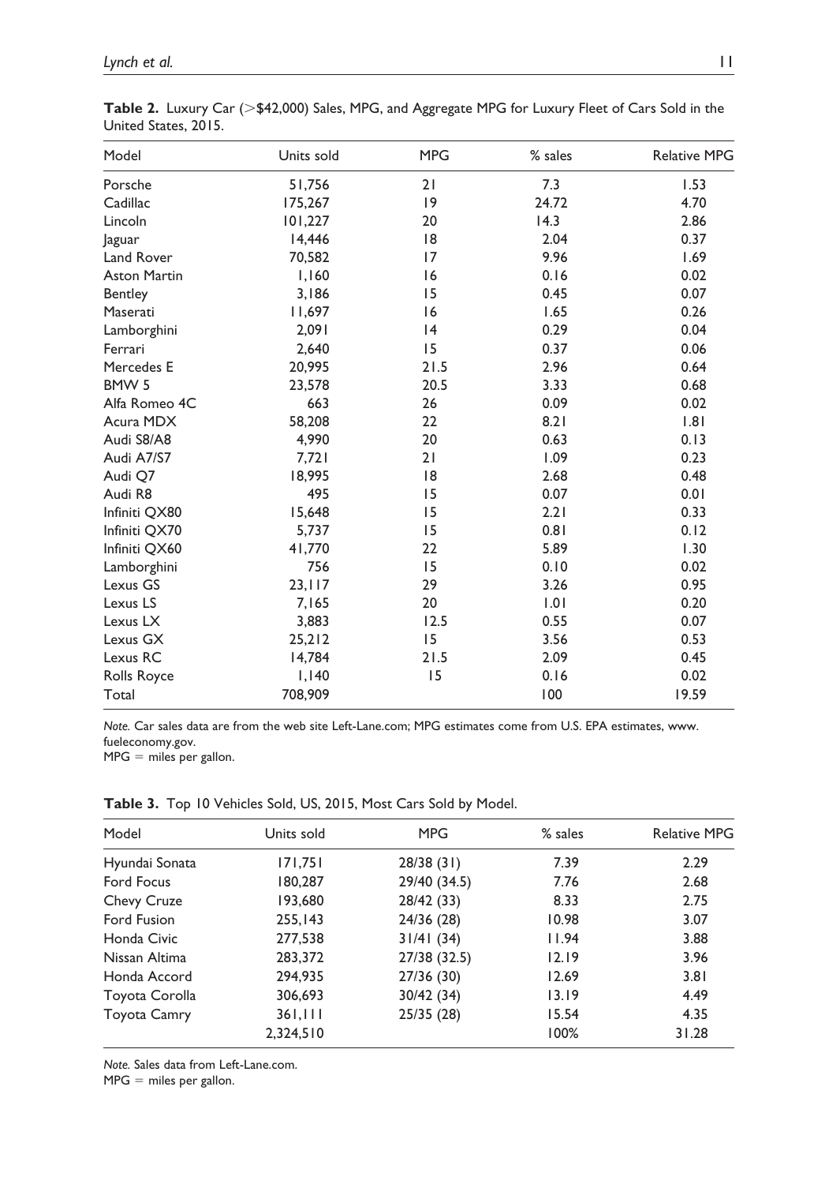**Table 2.** Luxury Car (>$42,000) Sales, MPG, and Aggregate MPG for Luxury Fleet of Cars Sold in the United States, 2015.

| Model | Units sold | MPG | % sales | Relative MPG |
|---|---|---|---|---|
| Porsche | 51,756 | 21 | 7.3 | 1.53 |
| Cadillac | 175,267 | 19 | 24.72 | 4.70 |
| Lincoln | 101,227 | 20 | 14.3 | 2.86 |
| Jaguar | 14,446 | 18 | 2.04 | 0.37 |
| Land Rover | 70,582 | 17 | 9.96 | 1.69 |
| Aston Martin | 1,160 | 16 | 0.16 | 0.02 |
| Bentley | 3,186 | 15 | 0.45 | 0.07 |
| Maserati | 11,697 | 16 | 1.65 | 0.26 |
| Lamborghini | 2,091 | 14 | 0.29 | 0.04 |
| Ferrari | 2,640 | 15 | 0.37 | 0.06 |
| Mercedes E | 20,995 | 21.5 | 2.96 | 0.64 |
| BMW 5 | 23,578 | 20.5 | 3.33 | 0.68 |
| Alfa Romeo 4C | 663 | 26 | 0.09 | 0.02 |
| Acura MDX | 58,208 | 22 | 8.21 | 1.81 |
| Audi S8/A8 | 4,990 | 20 | 0.63 | 0.13 |
| Audi A7/S7 | 7,721 | 21 | 1.09 | 0.23 |
| Audi Q7 | 18,995 | 18 | 2.68 | 0.48 |
| Audi R8 | 495 | 15 | 0.07 | 0.01 |
| Infiniti QX80 | 15,648 | 15 | 2.21 | 0.33 |
| Infiniti QX70 | 5,737 | 15 | 0.81 | 0.12 |
| Infiniti QX60 | 41,770 | 22 | 5.89 | 1.30 |
| Lamborghini | 756 | 15 | 0.10 | 0.02 |
| Lexus GS | 23,117 | 29 | 3.26 | 0.95 |
| Lexus LS | 7,165 | 20 | 1.01 | 0.20 |
| Lexus LX | 3,883 | 12.5 | 0.55 | 0.07 |
| Lexus GX | 25,212 | 15 | 3.56 | 0.53 |
| Lexus RC | 14,784 | 21.5 | 2.09 | 0.45 |
| Rolls Royce | 1,140 | 15 | 0.16 | 0.02 |
| Total | 708,909 | | 100 | 19.59 |

*Note.* Car sales data are from the web site Left-Lane.com; MPG estimates come from U.S. EPA estimates, www.fueleconomy.gov.
MPG = miles per gallon.

**Table 3.** Top 10 Vehicles Sold, US, 2015, Most Cars Sold by Model.

| Model | Units sold | MPG | % sales | Relative MPG |
|---|---|---|---|---|
| Hyundai Sonata | 171,751 | 28/38 (31) | 7.39 | 2.29 |
| Ford Focus | 180,287 | 29/40 (34.5) | 7.76 | 2.68 |
| Chevy Cruze | 193,680 | 28/42 (33) | 8.33 | 2.75 |
| Ford Fusion | 255,143 | 24/36 (28) | 10.98 | 3.07 |
| Honda Civic | 277,538 | 31/41 (34) | 11.94 | 3.88 |
| Nissan Altima | 283,372 | 27/38 (32.5) | 12.19 | 3.96 |
| Honda Accord | 294,935 | 27/36 (30) | 12.69 | 3.81 |
| Toyota Corolla | 306,693 | 30/42 (34) | 13.19 | 4.49 |
| Toyota Camry | 361,111 | 25/35 (28) | 15.54 | 4.35 |
| | 2,324,510 | | 100% | 31.28 |

*Note.* Sales data from Left-Lane.com.
MPG = miles per gallon.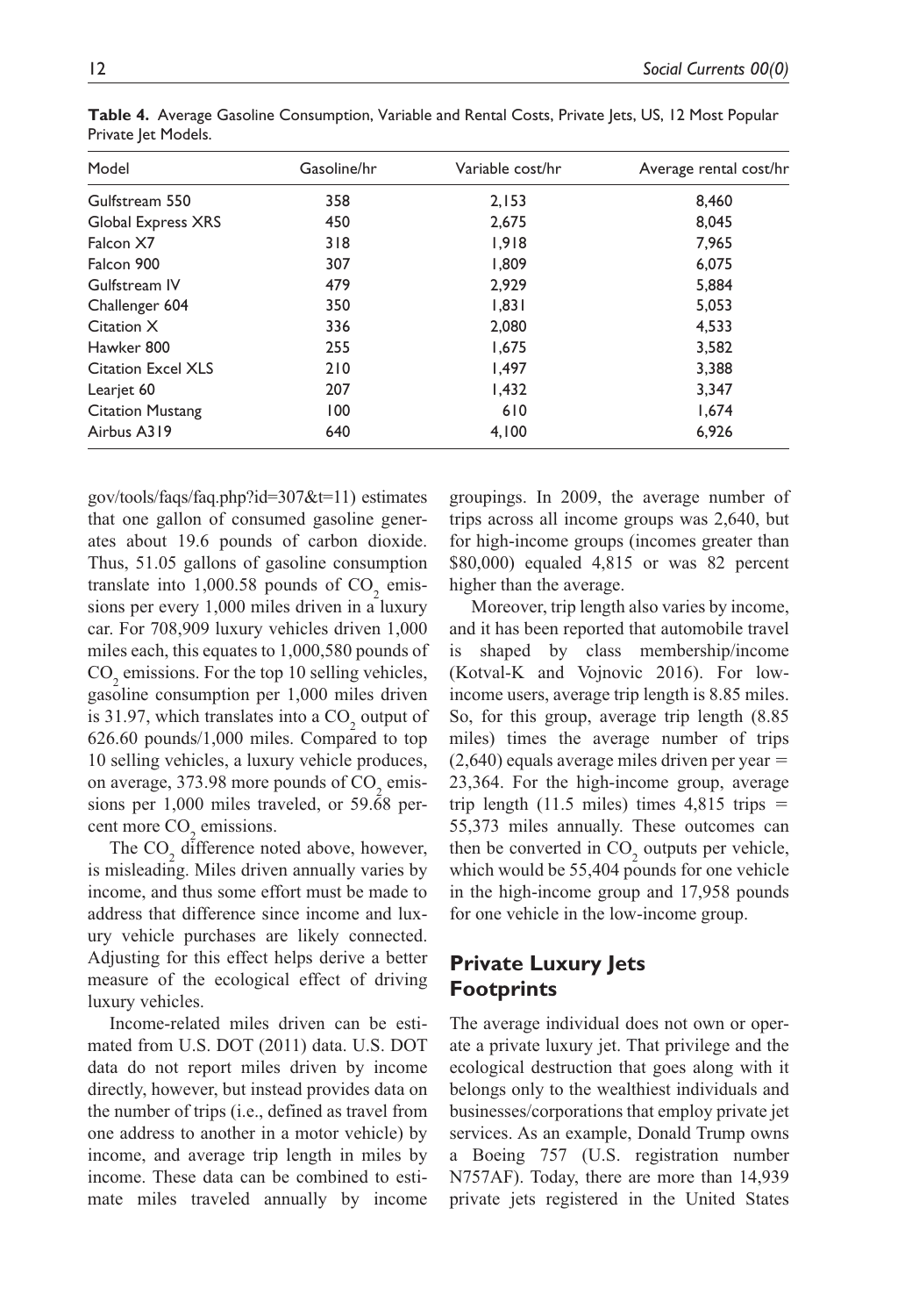**Table 4.** Average Gasoline Consumption, Variable and Rental Costs, Private Jets, US, 12 Most Popular Private Jet Models.

| Model | Gasoline/hr | Variable cost/hr | Average rental cost/hr |
|---|---|---|---|
| Gulfstream 550 | 358 | 2,153 | 8,460 |
| Global Express XRS | 450 | 2,675 | 8,045 |
| Falcon X7 | 318 | 1,918 | 7,965 |
| Falcon 900 | 307 | 1,809 | 6,075 |
| Gulfstream IV | 479 | 2,929 | 5,884 |
| Challenger 604 | 350 | 1,831 | 5,053 |
| Citation X | 336 | 2,080 | 4,533 |
| Hawker 800 | 255 | 1,675 | 3,582 |
| Citation Excel XLS | 210 | 1,497 | 3,388 |
| Learjet 60 | 207 | 1,432 | 3,347 |
| Citation Mustang | 100 | 610 | 1,674 |
| Airbus A319 | 640 | 4,100 | 6,926 |

gov/tools/faqs/faq.php?id=307&t=11) estimates that one gallon of consumed gasoline generates about 19.6 pounds of carbon dioxide. Thus, 51.05 gallons of gasoline consumption translate into 1,000.58 pounds of $CO_2$ emissions per every 1,000 miles driven in a luxury car. For 708,909 luxury vehicles driven 1,000 miles each, this equates to 1,000,580 pounds of $CO_2$ emissions. For the top 10 selling vehicles, gasoline consumption per 1,000 miles driven is 31.97, which translates into a $CO_2$ output of 626.60 pounds/1,000 miles. Compared to top 10 selling vehicles, a luxury vehicle produces, on average, 373.98 more pounds of $CO_2$ emissions per 1,000 miles traveled, or 59.68 percent more $CO_2$ emissions.

The $CO_2$ difference noted above, however, is misleading. Miles driven annually varies by income, and thus some effort must be made to address that difference since income and luxury vehicle purchases are likely connected. Adjusting for this effect helps derive a better measure of the ecological effect of driving luxury vehicles.

Income-related miles driven can be estimated from U.S. DOT (2011) data. U.S. DOT data do not report miles driven by income directly, however, but instead provides data on the number of trips (i.e., defined as travel from one address to another in a motor vehicle) by income, and average trip length in miles by income. These data can be combined to estimate miles traveled annually by income groupings. In 2009, the average number of trips across all income groups was 2,640, but for high-income groups (incomes greater than $80,000) equaled 4,815 or was 82 percent higher than the average.

Moreover, trip length also varies by income, and it has been reported that automobile travel is shaped by class membership/income (Kotval-K and Vojnovic 2016). For low-income users, average trip length is 8.85 miles. So, for this group, average trip length (8.85 miles) times the average number of trips (2,640) equals average miles driven per year = 23,364. For the high-income group, average trip length (11.5 miles) times 4,815 trips = 55,373 miles annually. These outcomes can then be converted in $CO_2$ outputs per vehicle, which would be 55,404 pounds for one vehicle in the high-income group and 17,958 pounds for one vehicle in the low-income group.

## Private Luxury Jets Footprints

The average individual does not own or operate a private luxury jet. That privilege and the ecological destruction that goes along with it belongs only to the wealthiest individuals and businesses/corporations that employ private jet services. As an example, Donald Trump owns a Boeing 757 (U.S. registration number N757AF). Today, there are more than 14,939 private jets registered in the United States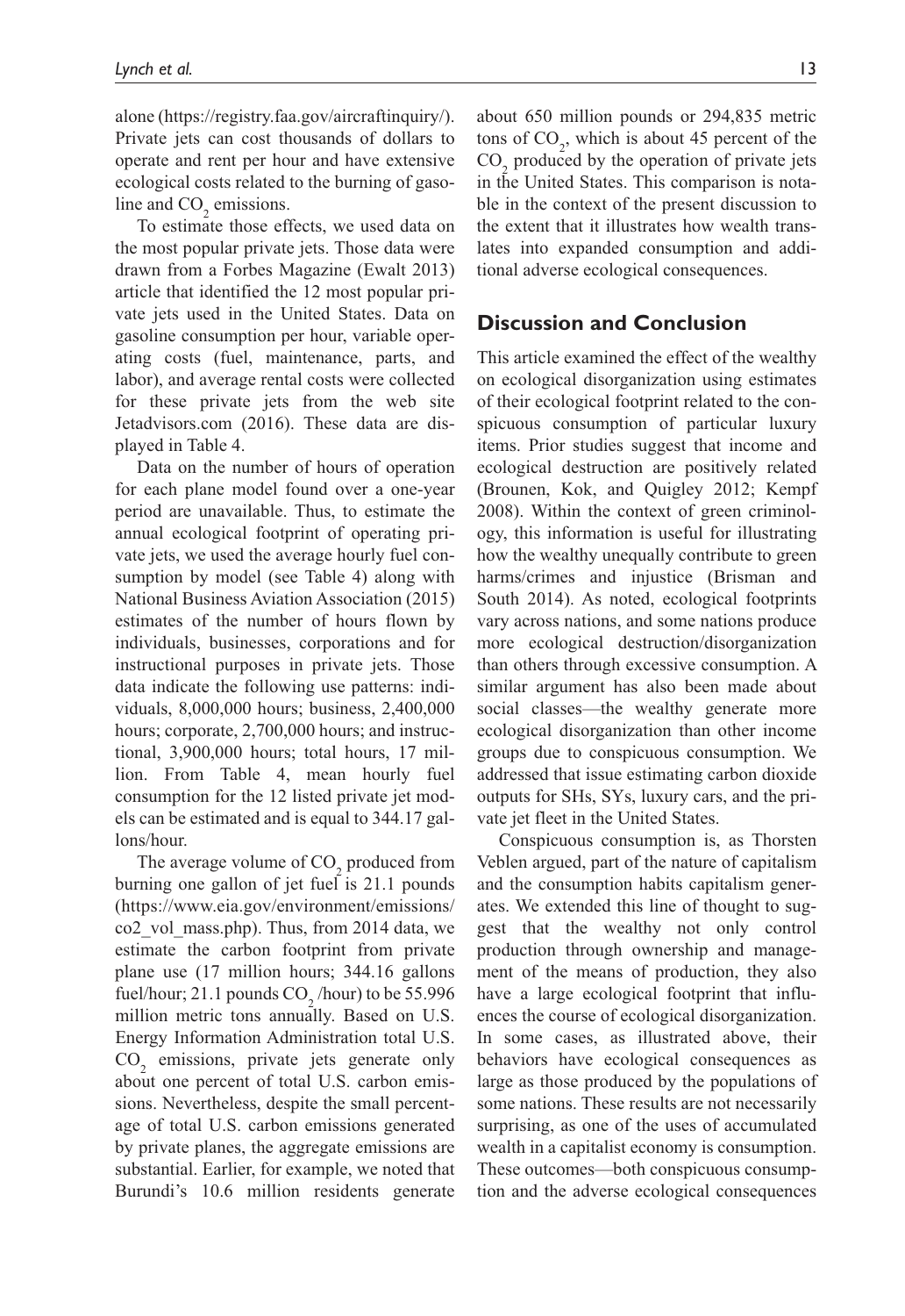alone (https://registry.faa.gov/aircraftinquiry/). Private jets can cost thousands of dollars to operate and rent per hour and have extensive ecological costs related to the burning of gasoline and $CO_2$ emissions.

To estimate those effects, we used data on the most popular private jets. Those data were drawn from a Forbes Magazine (Ewalt 2013) article that identified the 12 most popular private jets used in the United States. Data on gasoline consumption per hour, variable operating costs (fuel, maintenance, parts, and labor), and average rental costs were collected for these private jets from the web site Jetadvisors.com (2016). These data are displayed in Table 4.

Data on the number of hours of operation for each plane model found over a one-year period are unavailable. Thus, to estimate the annual ecological footprint of operating private jets, we used the average hourly fuel consumption by model (see Table 4) along with National Business Aviation Association (2015) estimates of the number of hours flown by individuals, businesses, corporations and for instructional purposes in private jets. Those data indicate the following use patterns: individuals, 8,000,000 hours; business, 2,400,000 hours; corporate, 2,700,000 hours; and instructional, 3,900,000 hours; total hours, 17 million. From Table 4, mean hourly fuel consumption for the 12 listed private jet models can be estimated and is equal to 344.17 gallons/hour.

The average volume of $CO_2$ produced from burning one gallon of jet fuel is 21.1 pounds (https://www.eia.gov/environment/emissions/co2_vol_mass.php). Thus, from 2014 data, we estimate the carbon footprint from private plane use (17 million hours; 344.16 gallons fuel/hour; 21.1 pounds $CO_2$ /hour) to be 55.996 million metric tons annually. Based on U.S. Energy Information Administration total U.S. $CO_2$ emissions, private jets generate only about one percent of total U.S. carbon emissions. Nevertheless, despite the small percentage of total U.S. carbon emissions generated by private planes, the aggregate emissions are substantial. Earlier, for example, we noted that Burundi's 10.6 million residents generate about 650 million pounds or 294,835 metric tons of $CO_2$, which is about 45 percent of the $CO_2$ produced by the operation of private jets in the United States. This comparison is notable in the context of the present discussion to the extent that it illustrates how wealth translates into expanded consumption and additional adverse ecological consequences.

## Discussion and Conclusion

This article examined the effect of the wealthy on ecological disorganization using estimates of their ecological footprint related to the conspicuous consumption of particular luxury items. Prior studies suggest that income and ecological destruction are positively related (Brounen, Kok, and Quigley 2012; Kempf 2008). Within the context of green criminology, this information is useful for illustrating how the wealthy unequally contribute to green harms/crimes and injustice (Brisman and South 2014). As noted, ecological footprints vary across nations, and some nations produce more ecological destruction/disorganization than others through excessive consumption. A similar argument has also been made about social classes—the wealthy generate more ecological disorganization than other income groups due to conspicuous consumption. We addressed that issue estimating carbon dioxide outputs for SHs, SYs, luxury cars, and the private jet fleet in the United States.

Conspicuous consumption is, as Thorsten Veblen argued, part of the nature of capitalism and the consumption habits capitalism generates. We extended this line of thought to suggest that the wealthy not only control production through ownership and management of the means of production, they also have a large ecological footprint that influences the course of ecological disorganization. In some cases, as illustrated above, their behaviors have ecological consequences as large as those produced by the populations of some nations. These results are not necessarily surprising, as one of the uses of accumulated wealth in a capitalist economy is consumption. These outcomes—both conspicuous consumption and the adverse ecological consequences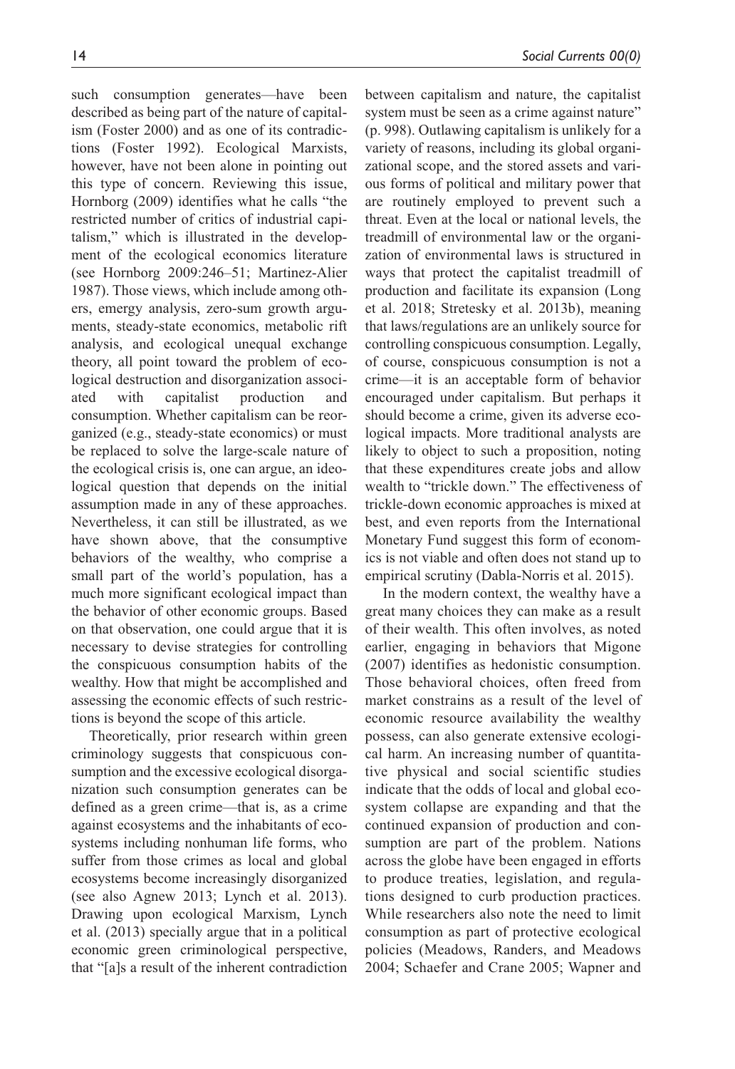such consumption generates—have been described as being part of the nature of capitalism (Foster 2000) and as one of its contradictions (Foster 1992). Ecological Marxists, however, have not been alone in pointing out this type of concern. Reviewing this issue, Hornborg (2009) identifies what he calls "the restricted number of critics of industrial capitalism," which is illustrated in the development of the ecological economics literature (see Hornborg 2009:246–51; Martinez-Alier 1987). Those views, which include among others, emergy analysis, zero-sum growth arguments, steady-state economics, metabolic rift analysis, and ecological unequal exchange theory, all point toward the problem of ecological destruction and disorganization associated with capitalist production and consumption. Whether capitalism can be reorganized (e.g., steady-state economics) or must be replaced to solve the large-scale nature of the ecological crisis is, one can argue, an ideological question that depends on the initial assumption made in any of these approaches. Nevertheless, it can still be illustrated, as we have shown above, that the consumptive behaviors of the wealthy, who comprise a small part of the world's population, has a much more significant ecological impact than the behavior of other economic groups. Based on that observation, one could argue that it is necessary to devise strategies for controlling the conspicuous consumption habits of the wealthy. How that might be accomplished and assessing the economic effects of such restrictions is beyond the scope of this article.

Theoretically, prior research within green criminology suggests that conspicuous consumption and the excessive ecological disorganization such consumption generates can be defined as a green crime—that is, as a crime against ecosystems and the inhabitants of ecosystems including nonhuman life forms, who suffer from those crimes as local and global ecosystems become increasingly disorganized (see also Agnew 2013; Lynch et al. 2013). Drawing upon ecological Marxism, Lynch et al. (2013) specially argue that in a political economic green criminological perspective, that "[a]s a result of the inherent contradiction between capitalism and nature, the capitalist system must be seen as a crime against nature" (p. 998). Outlawing capitalism is unlikely for a variety of reasons, including its global organizational scope, and the stored assets and various forms of political and military power that are routinely employed to prevent such a threat. Even at the local or national levels, the treadmill of environmental law or the organization of environmental laws is structured in ways that protect the capitalist treadmill of production and facilitate its expansion (Long et al. 2018; Stretesky et al. 2013b), meaning that laws/regulations are an unlikely source for controlling conspicuous consumption. Legally, of course, conspicuous consumption is not a crime—it is an acceptable form of behavior encouraged under capitalism. But perhaps it should become a crime, given its adverse ecological impacts. More traditional analysts are likely to object to such a proposition, noting that these expenditures create jobs and allow wealth to "trickle down." The effectiveness of trickle-down economic approaches is mixed at best, and even reports from the International Monetary Fund suggest this form of economics is not viable and often does not stand up to empirical scrutiny (Dabla-Norris et al. 2015).

In the modern context, the wealthy have a great many choices they can make as a result of their wealth. This often involves, as noted earlier, engaging in behaviors that Migone (2007) identifies as hedonistic consumption. Those behavioral choices, often freed from market constrains as a result of the level of economic resource availability the wealthy possess, can also generate extensive ecological harm. An increasing number of quantitative physical and social scientific studies indicate that the odds of local and global ecosystem collapse are expanding and that the continued expansion of production and consumption are part of the problem. Nations across the globe have been engaged in efforts to produce treaties, legislation, and regulations designed to curb production practices. While researchers also note the need to limit consumption as part of protective ecological policies (Meadows, Randers, and Meadows 2004; Schaefer and Crane 2005; Wapner and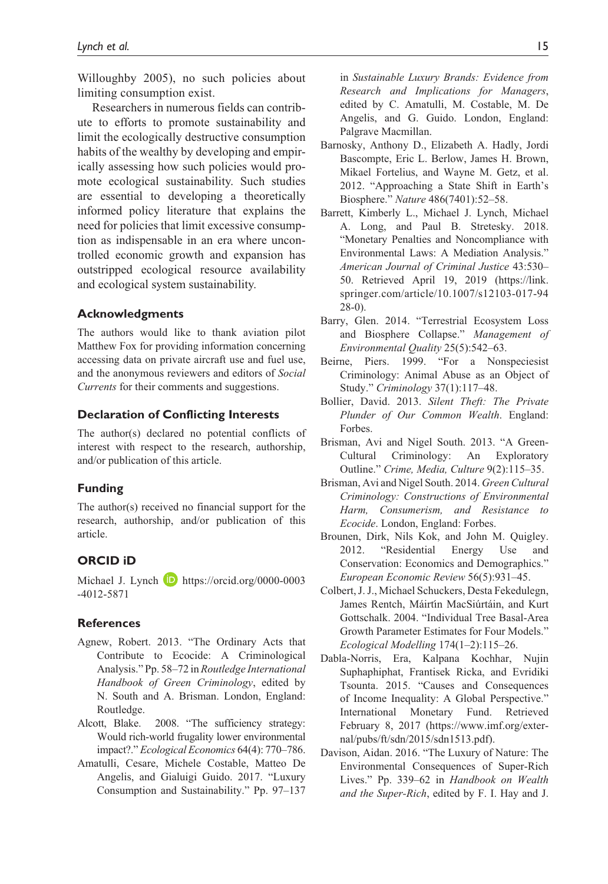Willoughby 2005), no such policies about limiting consumption exist.

Researchers in numerous fields can contribute to efforts to promote sustainability and limit the ecologically destructive consumption habits of the wealthy by developing and empirically assessing how such policies would promote ecological sustainability. Such studies are essential to developing a theoretically informed policy literature that explains the need for policies that limit excessive consumption as indispensable in an era where uncontrolled economic growth and expansion has outstripped ecological resource availability and ecological system sustainability.

### Acknowledgments

The authors would like to thank aviation pilot Matthew Fox for providing information concerning accessing data on private aircraft use and fuel use, and the anonymous reviewers and editors of *Social Currents* for their comments and suggestions.

### Declaration of Conflicting Interests

The author(s) declared no potential conflicts of interest with respect to the research, authorship, and/or publication of this article.

### Funding

The author(s) received no financial support for the research, authorship, and/or publication of this article.

### ORCID iD

Michael J. Lynch https://orcid.org/0000-0003-4012-5871

### References

Agnew, Robert. 2013. "The Ordinary Acts that Contribute to Ecocide: A Criminological Analysis." Pp. 58–72 in *Routledge International Handbook of Green Criminology*, edited by N. South and A. Brisman. London, England: Routledge.

Alcott, Blake. 2008. "The sufficiency strategy: Would rich-world frugality lower environmental impact?." *Ecological Economics* 64(4): 770–786.

Amatulli, Cesare, Michele Costable, Matteo De Angelis, and Gialuigi Guido. 2017. "Luxury Consumption and Sustainability." Pp. 97–137 in *Sustainable Luxury Brands: Evidence from Research and Implications for Managers*, edited by C. Amatulli, M. Costable, M. De Angelis, and G. Guido. London, England: Palgrave Macmillan.

Barnosky, Anthony D., Elizabeth A. Hadly, Jordi Bascompte, Eric L. Berlow, James H. Brown, Mikael Fortelius, and Wayne M. Getz, et al. 2012. "Approaching a State Shift in Earth's Biosphere." *Nature* 486(7401):52–58.

Barrett, Kimberly L., Michael J. Lynch, Michael A. Long, and Paul B. Stretesky. 2018. "Monetary Penalties and Noncompliance with Environmental Laws: A Mediation Analysis." *American Journal of Criminal Justice* 43:530–50. Retrieved April 19, 2019 (https://link.springer.com/article/10.1007/s12103-017-9428-0).

Barry, Glen. 2014. "Terrestrial Ecosystem Loss and Biosphere Collapse." *Management of Environmental Quality* 25(5):542–63.

Beirne, Piers. 1999. "For a Nonspeciesist Criminology: Animal Abuse as an Object of Study." *Criminology* 37(1):117–48.

Bollier, David. 2013. *Silent Theft: The Private Plunder of Our Common Wealth*. England: Forbes.

Brisman, Avi and Nigel South. 2013. "A Green-Cultural Criminology: An Exploratory Outline." *Crime, Media, Culture* 9(2):115–35.

Brisman, Avi and Nigel South. 2014. *Green Cultural Criminology: Constructions of Environmental Harm, Consumerism, and Resistance to Ecocide*. London, England: Forbes.

Brounen, Dirk, Nils Kok, and John M. Quigley. 2012. "Residential Energy Use and Conservation: Economics and Demographics." *European Economic Review* 56(5):931–45.

Colbert, J. J., Michael Schuckers, Desta Fekedulegn, James Rentch, Máirtín MacSiúrtáin, and Kurt Gottschalk. 2004. "Individual Tree Basal-Area Growth Parameter Estimates for Four Models." *Ecological Modelling* 174(1–2):115–26.

Dabla-Norris, Era, Kalpana Kochhar, Nujin Suphaphiphat, Frantisek Ricka, and Evridiki Tsounta. 2015. "Causes and Consequences of Income Inequality: A Global Perspective." International Monetary Fund. Retrieved February 8, 2017 (https://www.imf.org/external/pubs/ft/sdn/2015/sdn1513.pdf).

Davison, Aidan. 2016. "The Luxury of Nature: The Environmental Consequences of Super-Rich Lives." Pp. 339–62 in *Handbook on Wealth and the Super-Rich*, edited by F. I. Hay and J.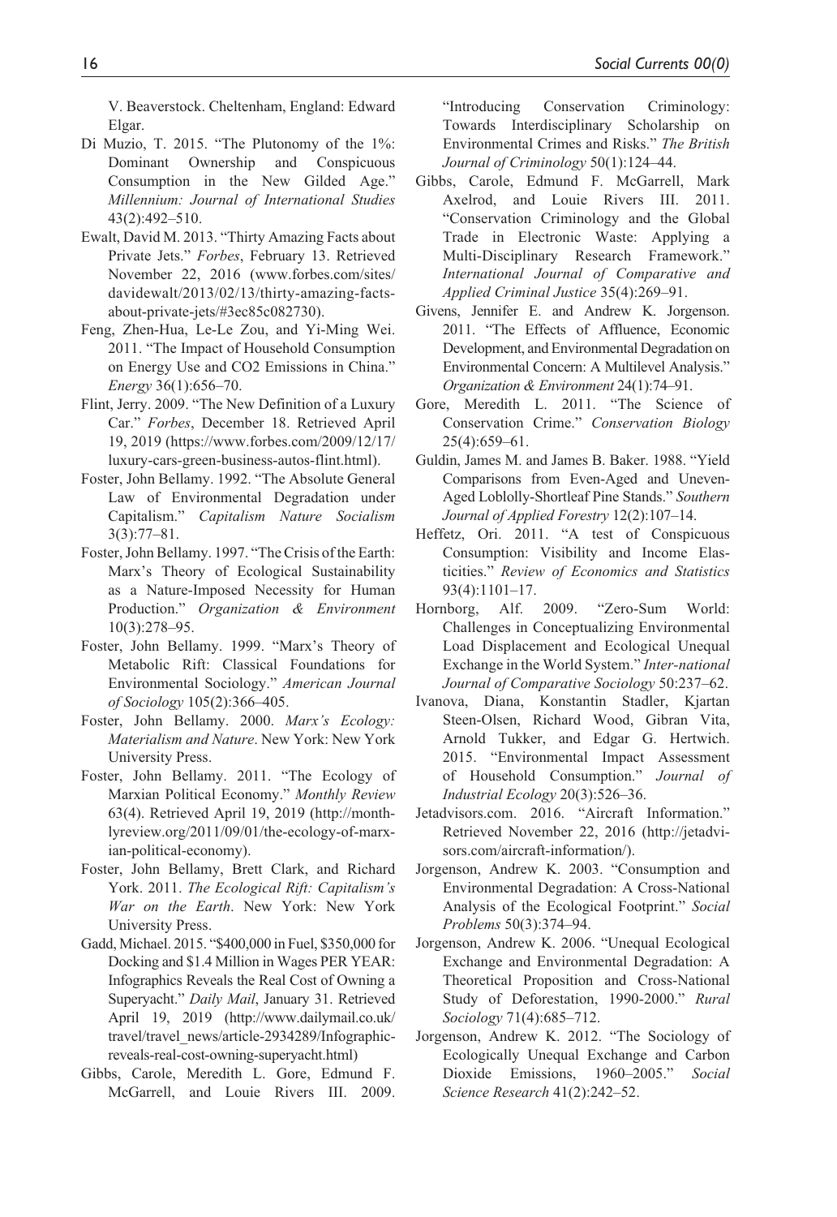V. Beaverstock. Cheltenham, England: Edward Elgar.

Di Muzio, T. 2015. "The Plutonomy of the 1%: Dominant Ownership and Conspicuous Consumption in the New Gilded Age." *Millennium: Journal of International Studies* 43(2):492–510.

Ewalt, David M. 2013. "Thirty Amazing Facts about Private Jets." *Forbes*, February 13. Retrieved November 22, 2016 (www.forbes.com/sites/davidewalt/2013/02/13/thirty-amazing-facts-about-private-jets/#3ec85c082730).

Feng, Zhen-Hua, Le-Le Zou, and Yi-Ming Wei. 2011. "The Impact of Household Consumption on Energy Use and CO2 Emissions in China." *Energy* 36(1):656–70.

Flint, Jerry. 2009. "The New Definition of a Luxury Car." *Forbes*, December 18. Retrieved April 19, 2019 (https://www.forbes.com/2009/12/17/luxury-cars-green-business-autos-flint.html).

Foster, John Bellamy. 1992. "The Absolute General Law of Environmental Degradation under Capitalism." *Capitalism Nature Socialism* 3(3):77–81.

Foster, John Bellamy. 1997. "The Crisis of the Earth: Marx's Theory of Ecological Sustainability as a Nature-Imposed Necessity for Human Production." *Organization & Environment* 10(3):278–95.

Foster, John Bellamy. 1999. "Marx's Theory of Metabolic Rift: Classical Foundations for Environmental Sociology." *American Journal of Sociology* 105(2):366–405.

Foster, John Bellamy. 2000. *Marx's Ecology: Materialism and Nature*. New York: New York University Press.

Foster, John Bellamy. 2011. "The Ecology of Marxian Political Economy." *Monthly Review* 63(4). Retrieved April 19, 2019 (http://monthlyreview.org/2011/09/01/the-ecology-of-marxian-political-economy).

Foster, John Bellamy, Brett Clark, and Richard York. 2011. *The Ecological Rift: Capitalism's War on the Earth*. New York: New York University Press.

Gadd, Michael. 2015. "$400,000 in Fuel, $350,000 for Docking and $1.4 Million in Wages PER YEAR: Infographics Reveals the Real Cost of Owning a Superyacht." *Daily Mail*, January 31. Retrieved April 19, 2019 (http://www.dailymail.co.uk/travel/travel_news/article-2934289/Infographic-reveals-real-cost-owning-superyacht.html)

Gibbs, Carole, Meredith L. Gore, Edmund F. McGarrell, and Louie Rivers III. 2009. "Introducing Conservation Criminology: Towards Interdisciplinary Scholarship on Environmental Crimes and Risks." *The British Journal of Criminology* 50(1):124–44.

Gibbs, Carole, Edmund F. McGarrell, Mark Axelrod, and Louie Rivers III. 2011. "Conservation Criminology and the Global Trade in Electronic Waste: Applying a Multi-Disciplinary Research Framework." *International Journal of Comparative and Applied Criminal Justice* 35(4):269–91.

Givens, Jennifer E. and Andrew K. Jorgenson. 2011. "The Effects of Affluence, Economic Development, and Environmental Degradation on Environmental Concern: A Multilevel Analysis." *Organization & Environment* 24(1):74–91.

Gore, Meredith L. 2011. "The Science of Conservation Crime." *Conservation Biology* 25(4):659–61.

Guldin, James M. and James B. Baker. 1988. "Yield Comparisons from Even-Aged and Uneven-Aged Loblolly-Shortleaf Pine Stands." *Southern Journal of Applied Forestry* 12(2):107–14.

Heffetz, Ori. 2011. "A test of Conspicuous Consumption: Visibility and Income Elasticities." *Review of Economics and Statistics* 93(4):1101–17.

Hornborg, Alf. 2009. "Zero-Sum World: Challenges in Conceptualizing Environmental Load Displacement and Ecological Unequal Exchange in the World System." *Inter-national Journal of Comparative Sociology* 50:237–62.

Ivanova, Diana, Konstantin Stadler, Kjartan Steen-Olsen, Richard Wood, Gibran Vita, Arnold Tukker, and Edgar G. Hertwich. 2015. "Environmental Impact Assessment of Household Consumption." *Journal of Industrial Ecology* 20(3):526–36.

Jetadvisors.com. 2016. "Aircraft Information." Retrieved November 22, 2016 (http://jetadvisors.com/aircraft-information/).

Jorgenson, Andrew K. 2003. "Consumption and Environmental Degradation: A Cross-National Analysis of the Ecological Footprint." *Social Problems* 50(3):374–94.

Jorgenson, Andrew K. 2006. "Unequal Ecological Exchange and Environmental Degradation: A Theoretical Proposition and Cross-National Study of Deforestation, 1990-2000." *Rural Sociology* 71(4):685–712.

Jorgenson, Andrew K. 2012. "The Sociology of Ecologically Unequal Exchange and Carbon Dioxide Emissions, 1960–2005." *Social Science Research* 41(2):242–52.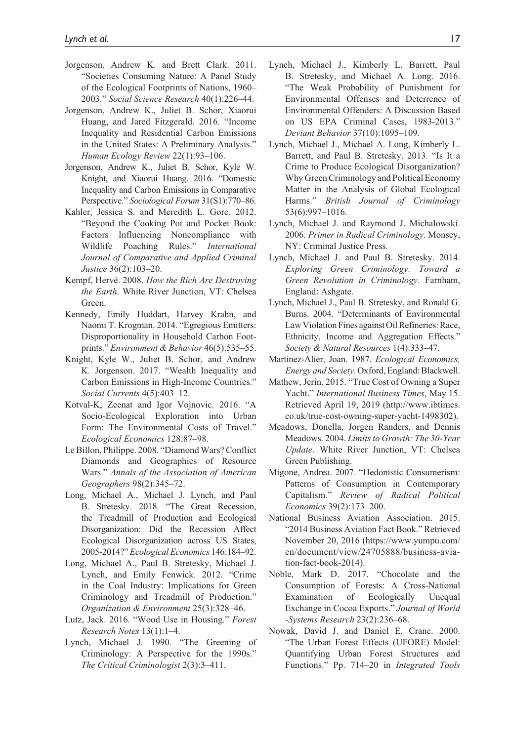Jorgenson, Andrew K. and Brett Clark. 2011. "Societies Consuming Nature: A Panel Study of the Ecological Footprints of Nations, 1960–2003." *Social Science Research* 40(1):226–44.

Jorgenson, Andrew K., Juliet B. Schor, Xiaorui Huang, and Jared Fitzgerald. 2016. "Income Inequality and Residential Carbon Emissions in the United States: A Preliminary Analysis." *Human Ecology Review* 22(1):93–106.

Jorgenson, Andrew K., Juliet B. Schor, Kyle W. Knight, and Xiaorui Huang. 2016. "Domestic Inequality and Carbon Emissions in Comparative Perspective." *Sociological Forum* 31(S1):770–86.

Kahler, Jessica S. and Meredith L. Gore. 2012. "Beyond the Cooking Pot and Pocket Book: Factors Influencing Noncompliance with Wildlife Poaching Rules." *International Journal of Comparative and Applied Criminal Justice* 36(2):103–20.

Kempf, Hervé. 2008. *How the Rich Are Destroying the Earth*. White River Junction, VT: Chelsea Green.

Kennedy, Emily Huddart, Harvey Krahn, and Naomi T. Krogman. 2014. "Egregious Emitters: Disproportionality in Household Carbon Footprints." *Environment & Behavior* 46(5):535–55.

Knight, Kyle W., Juliet B. Schor, and Andrew K. Jorgenson. 2017. "Wealth Inequality and Carbon Emissions in High-Income Countries." *Social Currents* 4(5):403–12.

Kotval-K, Zeenat and Igor Vojnovic. 2016. "A Socio-Ecological Exploration into Urban Form: The Environmental Costs of Travel." *Ecological Economics* 128:87–98.

Le Billon, Philippe. 2008. "Diamond Wars? Conflict Diamonds and Geographies of Resource Wars." *Annals of the Association of American Geographers* 98(2):345–72.

Long, Michael A., Michael J. Lynch, and Paul B. Stretesky. 2018. "The Great Recession, the Treadmill of Production and Ecological Disorganization: Did the Recession Affect Ecological Disorganization across US States, 2005-2014?" *Ecological Economics* 146:184–92.

Long, Michael A., Paul B. Stretesky, Michael J. Lynch, and Emily Fenwick. 2012. "Crime in the Coal Industry: Implications for Green Criminology and Treadmill of Production." *Organization & Environment* 25(3):328–46.

Lutz, Jack. 2016. "Wood Use in Housing." *Forest Research Notes* 13(1):1–4.

Lynch, Michael J. 1990. "The Greening of Criminology: A Perspective for the 1990s." *The Critical Criminologist* 2(3):3–411.

Lynch, Michael J., Kimberly L. Barrett, Paul B. Stretesky, and Michael A. Long. 2016. "The Weak Probability of Punishment for Environmental Offenses and Deterrence of Environmental Offenders: A Discussion Based on US EPA Criminal Cases, 1983-2013." *Deviant Behavior* 37(10):1095–109.

Lynch, Michael J., Michael A. Long, Kimberly L. Barrett, and Paul B. Stretesky. 2013. "Is It a Crime to Produce Ecological Disorganization? Why Green Criminology and Political Economy Matter in the Analysis of Global Ecological Harms." *British Journal of Criminology* 53(6):997–1016.

Lynch, Michael J. and Raymond J. Michalowski. 2006. *Primer in Radical Criminology*. Monsey, NY: Criminal Justice Press.

Lynch, Michael J. and Paul B. Stretesky. 2014. *Exploring Green Criminology: Toward a Green Revolution in Criminology*. Farnham, England: Ashgate.

Lynch, Michael J., Paul B. Stretesky, and Ronald G. Burns. 2004. "Determinants of Environmental Law Violation Fines against Oil Refineries: Race, Ethnicity, Income and Aggregation Effects." *Society & Natural Resources* 1(4):333–47.

Martinez-Alier, Joan. 1987. *Ecological Economics, Energy and Society*. Oxford, England: Blackwell.

Mathew, Jerin. 2015. "True Cost of Owning a Super Yacht." *International Business Times*, May 15. Retrieved April 19, 2019 (http://www.ibtimes.co.uk/true-cost-owning-super-yacht-1498302).

Meadows, Donella, Jorgen Randers, and Dennis Meadows. 2004. *Limits to Growth: The 30-Year Update*. White River Junction, VT: Chelsea Green Publishing.

Migone, Andrea. 2007. "Hedonistic Consumerism: Patterns of Consumption in Contemporary Capitalism." *Review of Radical Political Economics* 39(2):173–200.

National Business Aviation Association. 2015. "2014 Business Aviation Fact Book." Retrieved November 20, 2016 (https://www.yumpu.com/en/document/view/24705888/business-aviation-fact-book-2014).

Noble, Mark D. 2017. "Chocolate and the Consumption of Forests: A Cross-National Examination of Ecologically Unequal Exchange in Cocoa Exports." *Journal of World -Systems Research* 23(2):236–68.

Nowak, David J. and Daniel E. Crane. 2000. "The Urban Forest Effects (UFORE) Model: Quantifying Urban Forest Structures and Functions." Pp. 714–20 in *Integrated Tools*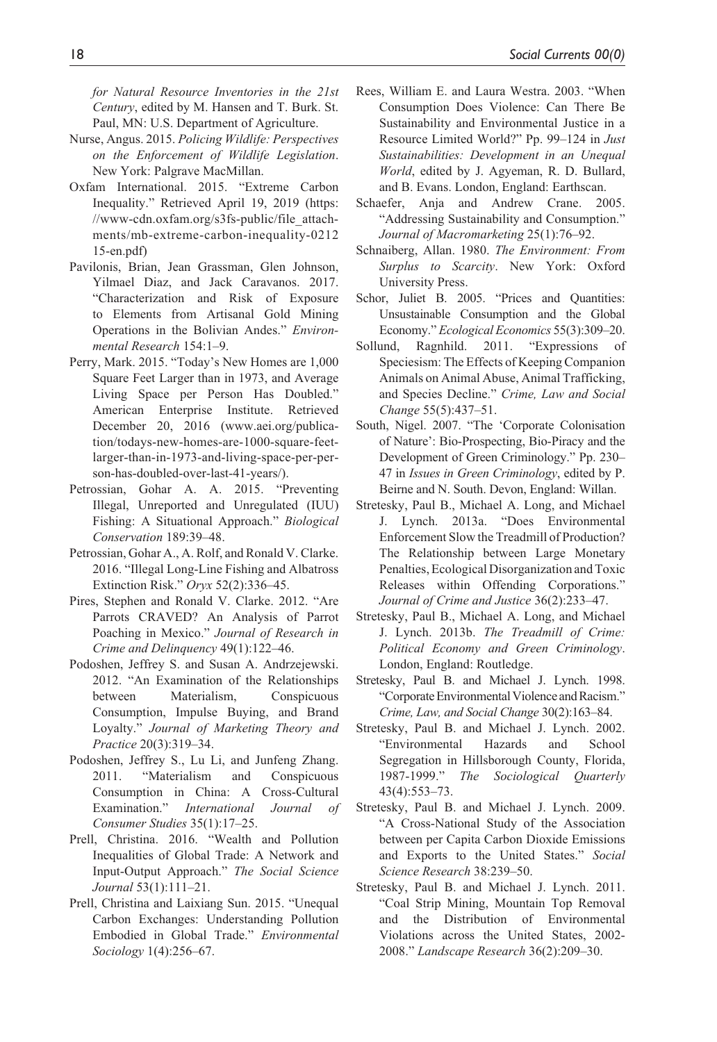*for Natural Resource Inventories in the 21st Century*, edited by M. Hansen and T. Burk. St. Paul, MN: U.S. Department of Agriculture.

Nurse, Angus. 2015. *Policing Wildlife: Perspectives on the Enforcement of Wildlife Legislation*. New York: Palgrave MacMillan.

Oxfam International. 2015. "Extreme Carbon Inequality." Retrieved April 19, 2019 (https://www-cdn.oxfam.org/s3fs-public/file_attachments/mb-extreme-carbon-inequality-021215-en.pdf)

Pavilonis, Brian, Jean Grassman, Glen Johnson, Yilmael Diaz, and Jack Caravanos. 2017. "Characterization and Risk of Exposure to Elements from Artisanal Gold Mining Operations in the Bolivian Andes." *Environmental Research* 154:1–9.

Perry, Mark. 2015. "Today's New Homes are 1,000 Square Feet Larger than in 1973, and Average Living Space per Person Has Doubled." American Enterprise Institute. Retrieved December 20, 2016 (www.aei.org/publication/todays-new-homes-are-1000-square-feet-larger-than-in-1973-and-living-space-per-person-has-doubled-over-last-41-years/).

Petrossian, Gohar A. A. 2015. "Preventing Illegal, Unreported and Unregulated (IUU) Fishing: A Situational Approach." *Biological Conservation* 189:39–48.

Petrossian, Gohar A., A. Rolf, and Ronald V. Clarke. 2016. "Illegal Long-Line Fishing and Albatross Extinction Risk." *Oryx* 52(2):336–45.

Pires, Stephen and Ronald V. Clarke. 2012. "Are Parrots CRAVED? An Analysis of Parrot Poaching in Mexico." *Journal of Research in Crime and Delinquency* 49(1):122–46.

Podoshen, Jeffrey S. and Susan A. Andrzejewski. 2012. "An Examination of the Relationships between Materialism, Conspicuous Consumption, Impulse Buying, and Brand Loyalty." *Journal of Marketing Theory and Practice* 20(3):319–34.

Podoshen, Jeffrey S., Lu Li, and Junfeng Zhang. 2011. "Materialism and Conspicuous Consumption in China: A Cross-Cultural Examination." *International Journal of Consumer Studies* 35(1):17–25.

Prell, Christina. 2016. "Wealth and Pollution Inequalities of Global Trade: A Network and Input-Output Approach." *The Social Science Journal* 53(1):111–21.

Prell, Christina and Laixiang Sun. 2015. "Unequal Carbon Exchanges: Understanding Pollution Embodied in Global Trade." *Environmental Sociology* 1(4):256–67.

Rees, William E. and Laura Westra. 2003. "When Consumption Does Violence: Can There Be Sustainability and Environmental Justice in a Resource Limited World?" Pp. 99–124 in *Just Sustainabilities: Development in an Unequal World*, edited by J. Agyeman, R. D. Bullard, and B. Evans. London, England: Earthscan.

Schaefer, Anja and Andrew Crane. 2005. "Addressing Sustainability and Consumption." *Journal of Macromarketing* 25(1):76–92.

Schnaiberg, Allan. 1980. *The Environment: From Surplus to Scarcity*. New York: Oxford University Press.

Schor, Juliet B. 2005. "Prices and Quantities: Unsustainable Consumption and the Global Economy." *Ecological Economics* 55(3):309–20.

Sollund, Ragnhild. 2011. "Expressions of Speciesism: The Effects of Keeping Companion Animals on Animal Abuse, Animal Trafficking, and Species Decline." *Crime, Law and Social Change* 55(5):437–51.

South, Nigel. 2007. "The 'Corporate Colonisation of Nature': Bio-Prospecting, Bio-Piracy and the Development of Green Criminology." Pp. 230–47 in *Issues in Green Criminology*, edited by P. Beirne and N. South. Devon, England: Willan.

Stretesky, Paul B., Michael A. Long, and Michael J. Lynch. 2013a. "Does Environmental Enforcement Slow the Treadmill of Production? The Relationship between Large Monetary Penalties, Ecological Disorganization and Toxic Releases within Offending Corporations." *Journal of Crime and Justice* 36(2):233–47.

Stretesky, Paul B., Michael A. Long, and Michael J. Lynch. 2013b. *The Treadmill of Crime: Political Economy and Green Criminology*. London, England: Routledge.

Stretesky, Paul B. and Michael J. Lynch. 1998. "Corporate Environmental Violence and Racism." *Crime, Law, and Social Change* 30(2):163–84.

Stretesky, Paul B. and Michael J. Lynch. 2002. "Environmental Hazards and School Segregation in Hillsborough County, Florida, 1987-1999." *The Sociological Quarterly* 43(4):553–73.

Stretesky, Paul B. and Michael J. Lynch. 2009. "A Cross-National Study of the Association between per Capita Carbon Dioxide Emissions and Exports to the United States." *Social Science Research* 38:239–50.

Stretesky, Paul B. and Michael J. Lynch. 2011. "Coal Strip Mining, Mountain Top Removal and the Distribution of Environmental Violations across the United States, 2002-2008." *Landscape Research* 36(2):209–30.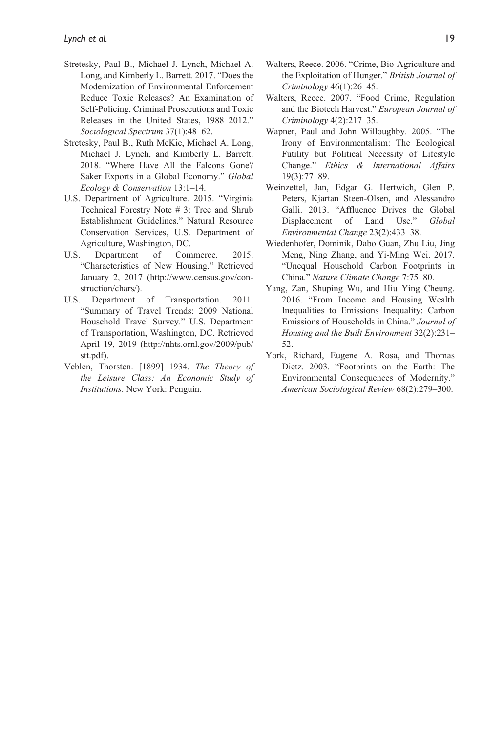Stretesky, Paul B., Michael J. Lynch, Michael A. Long, and Kimberly L. Barrett. 2017. "Does the Modernization of Environmental Enforcement Reduce Toxic Releases? An Examination of Self-Policing, Criminal Prosecutions and Toxic Releases in the United States, 1988–2012." *Sociological Spectrum* 37(1):48–62.

Stretesky, Paul B., Ruth McKie, Michael A. Long, Michael J. Lynch, and Kimberly L. Barrett. 2018. "Where Have All the Falcons Gone? Saker Exports in a Global Economy." *Global Ecology & Conservation* 13:1–14.

U.S. Department of Agriculture. 2015. "Virginia Technical Forestry Note # 3: Tree and Shrub Establishment Guidelines." Natural Resource Conservation Services, U.S. Department of Agriculture, Washington, DC.

U.S. Department of Commerce. 2015. "Characteristics of New Housing." Retrieved January 2, 2017 (http://www.census.gov/construction/chars/).

U.S. Department of Transportation. 2011. "Summary of Travel Trends: 2009 National Household Travel Survey." U.S. Department of Transportation, Washington, DC. Retrieved April 19, 2019 (http://nhts.ornl.gov/2009/pub/stt.pdf).

Veblen, Thorsten. [1899] 1934. *The Theory of the Leisure Class: An Economic Study of Institutions*. New York: Penguin.

Walters, Reece. 2006. "Crime, Bio-Agriculture and the Exploitation of Hunger." *British Journal of Criminology* 46(1):26–45.

Walters, Reece. 2007. "Food Crime, Regulation and the Biotech Harvest." *European Journal of Criminology* 4(2):217–35.

Wapner, Paul and John Willoughby. 2005. "The Irony of Environmentalism: The Ecological Futility but Political Necessity of Lifestyle Change." *Ethics & International Affairs* 19(3):77–89.

Weinzettel, Jan, Edgar G. Hertwich, Glen P. Peters, Kjartan Steen-Olsen, and Alessandro Galli. 2013. "Affluence Drives the Global Displacement of Land Use." *Global Environmental Change* 23(2):433–38.

Wiedenhofer, Dominik, Dabo Guan, Zhu Liu, Jing Meng, Ning Zhang, and Yi-Ming Wei. 2017. "Unequal Household Carbon Footprints in China." *Nature Climate Change* 7:75–80.

Yang, Zan, Shuping Wu, and Hiu Ying Cheung. 2016. "From Income and Housing Wealth Inequalities to Emissions Inequality: Carbon Emissions of Households in China." *Journal of Housing and the Built Environment* 32(2):231–52.

York, Richard, Eugene A. Rosa, and Thomas Dietz. 2003. "Footprints on the Earth: The Environmental Consequences of Modernity." *American Sociological Review* 68(2):279–300.